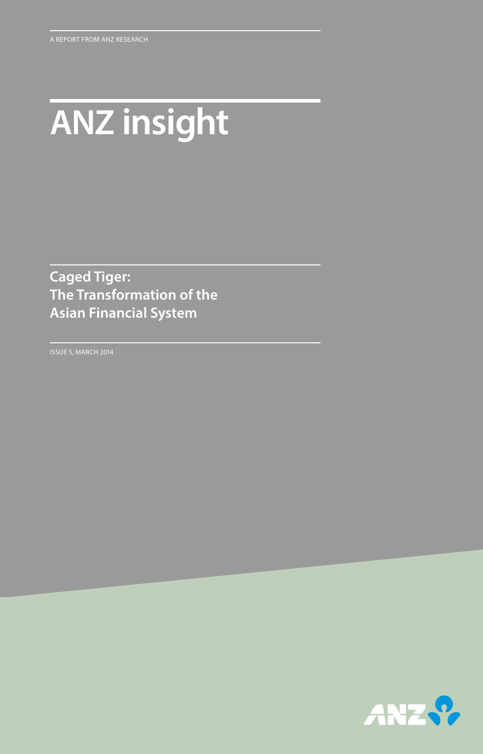A REPORT FROM ANZ RESEARCH

# ANZ insight

## Caged Tiger: The Transformation of the Asian Financial System

ISSUE 5, MARCH 2014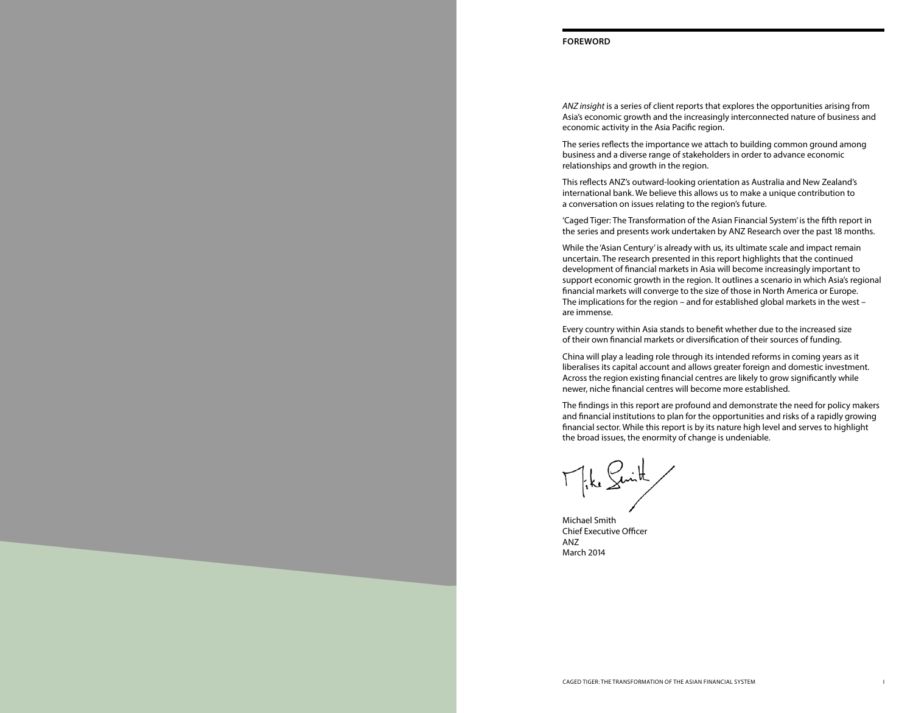## FOREWORD

*ANZ insight* is a series of client reports that explores the opportunities arising from Asia's economic growth and the increasingly interconnected nature of business and economic activity in the Asia Pacific region.

The series reflects the importance we attach to building common ground among business and a diverse range of stakeholders in order to advance economic relationships and growth in the region.

This reflects ANZ's outward-looking orientation as Australia and New Zealand's international bank. We believe this allows us to make a unique contribution to a conversation on issues relating to the region's future.

'Caged Tiger: The Transformation of the Asian Financial System' is the fifth report in the series and presents work undertaken by ANZ Research over the past 18 months.

While the 'Asian Century' is already with us, its ultimate scale and impact remain uncertain. The research presented in this report highlights that the continued development of financial markets in Asia will become increasingly important to support economic growth in the region. It outlines a scenario in which Asia's regional financial markets will converge to the size of those in North America or Europe. The implications for the region – and for established global markets in the west – are immense.

Every country within Asia stands to benefit whether due to the increased size of their own financial markets or diversification of their sources of funding.

China will play a leading role through its intended reforms in coming years as it liberalises its capital account and allows greater foreign and domestic investment. Across the region existing financial centres are likely to grow significantly while newer, niche financial centres will become more established.

The findings in this report are profound and demonstrate the need for policy makers and financial institutions to plan for the opportunities and risks of a rapidly growing financial sector. While this report is by its nature high level and serves to highlight the broad issues, the enormity of change is undeniable.

Michael Smith
Chief Executive Officer
ANZ
March 2014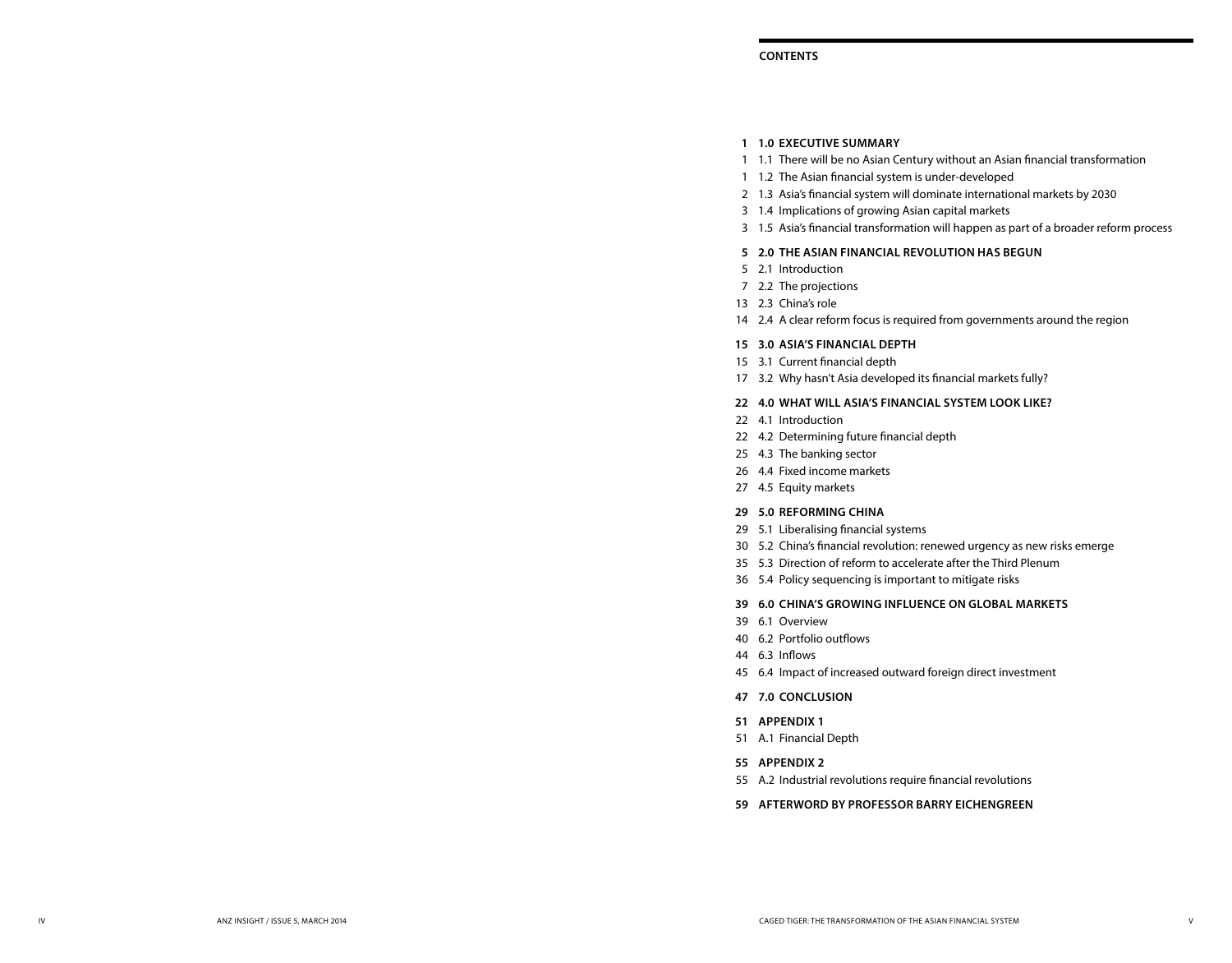## CONTENTS

**1 1.0 EXECUTIVE SUMMARY**

1 1.1 There will be no Asian Century without an Asian financial transformation

1 1.2 The Asian financial system is under-developed

2 1.3 Asia's financial system will dominate international markets by 2030

3 1.4 Implications of growing Asian capital markets

3 1.5 Asia's financial transformation will happen as part of a broader reform process

**5 2.0 THE ASIAN FINANCIAL REVOLUTION HAS BEGUN**

5 2.1 Introduction

7 2.2 The projections

13 2.3 China's role

14 2.4 A clear reform focus is required from governments around the region

**15 3.0 ASIA'S FINANCIAL DEPTH**

15 3.1 Current financial depth

17 3.2 Why hasn't Asia developed its financial markets fully?

**22 4.0 WHAT WILL ASIA'S FINANCIAL SYSTEM LOOK LIKE?**

22 4.1 Introduction

22 4.2 Determining future financial depth

25 4.3 The banking sector

26 4.4 Fixed income markets

27 4.5 Equity markets

**29 5.0 REFORMING CHINA**

29 5.1 Liberalising financial systems

30 5.2 China's financial revolution: renewed urgency as new risks emerge

35 5.3 Direction of reform to accelerate after the Third Plenum

36 5.4 Policy sequencing is important to mitigate risks

**39 6.0 CHINA'S GROWING INFLUENCE ON GLOBAL MARKETS**

39 6.1 Overview

40 6.2 Portfolio outflows

44 6.3 Inflows

45 6.4 Impact of increased outward foreign direct investment

**47 7.0 CONCLUSION**

**51 APPENDIX 1**

51 A.1 Financial Depth

**55 APPENDIX 2**

55 A.2 Industrial revolutions require financial revolutions

**59 AFTERWORD BY PROFESSOR BARRY EICHENGREEN**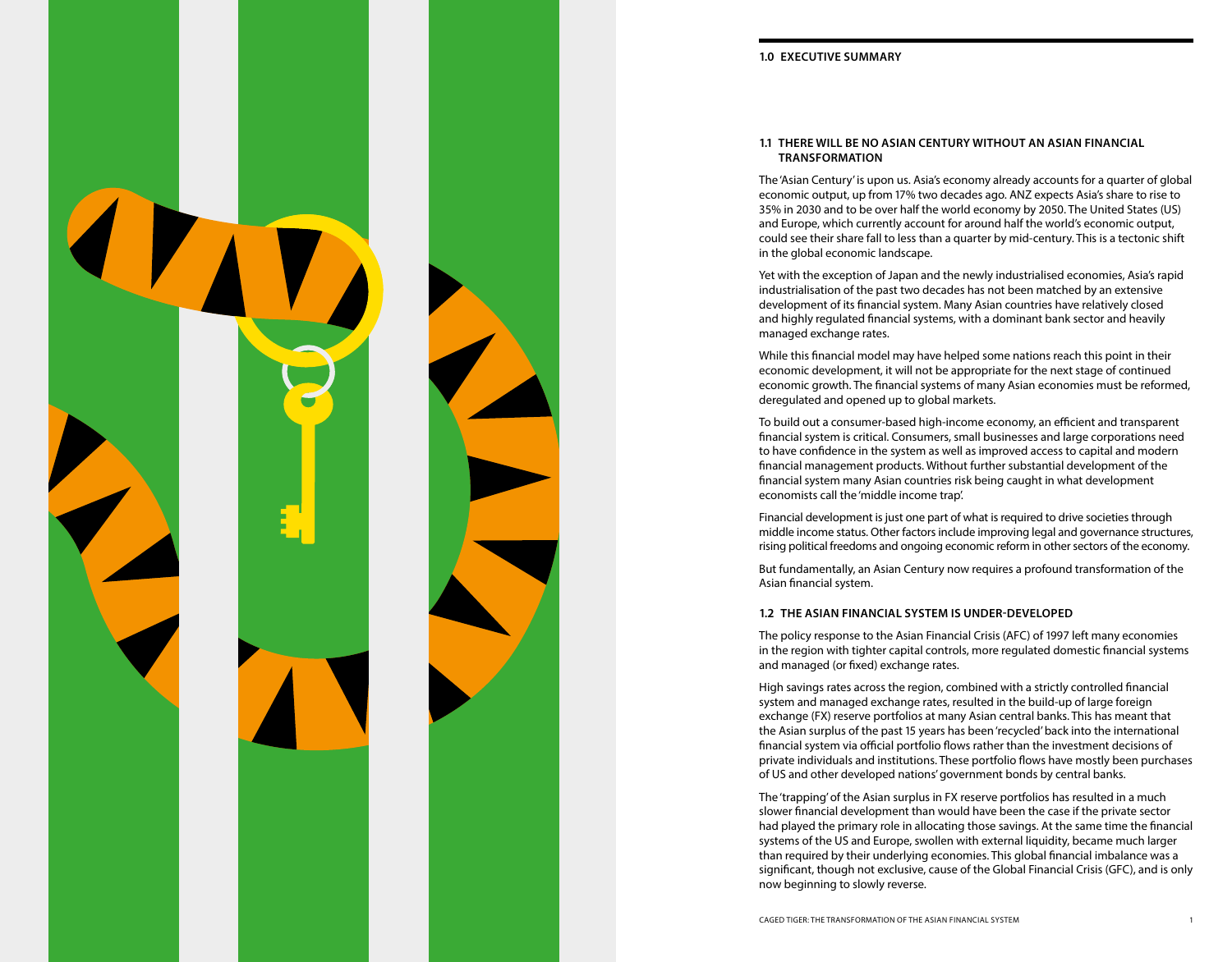# 1.0 EXECUTIVE SUMMARY

## 1.1 THERE WILL BE NO ASIAN CENTURY WITHOUT AN ASIAN FINANCIAL TRANSFORMATION

The 'Asian Century' is upon us. Asia's economy already accounts for a quarter of global economic output, up from 17% two decades ago. ANZ expects Asia's share to rise to 35% in 2030 and to be over half the world economy by 2050. The United States (US) and Europe, which currently account for around half the world's economic output, could see their share fall to less than a quarter by mid-century. This is a tectonic shift in the global economic landscape.

Yet with the exception of Japan and the newly industrialised economies, Asia's rapid industrialisation of the past two decades has not been matched by an extensive development of its financial system. Many Asian countries have relatively closed and highly regulated financial systems, with a dominant bank sector and heavily managed exchange rates.

While this financial model may have helped some nations reach this point in their economic development, it will not be appropriate for the next stage of continued economic growth. The financial systems of many Asian economies must be reformed, deregulated and opened up to global markets.

To build out a consumer-based high-income economy, an efficient and transparent financial system is critical. Consumers, small businesses and large corporations need to have confidence in the system as well as improved access to capital and modern financial management products. Without further substantial development of the financial system many Asian countries risk being caught in what development economists call the 'middle income trap'.

Financial development is just one part of what is required to drive societies through middle income status. Other factors include improving legal and governance structures, rising political freedoms and ongoing economic reform in other sectors of the economy.

But fundamentally, an Asian Century now requires a profound transformation of the Asian financial system.

## 1.2 THE ASIAN FINANCIAL SYSTEM IS UNDER-DEVELOPED

The policy response to the Asian Financial Crisis (AFC) of 1997 left many economies in the region with tighter capital controls, more regulated domestic financial systems and managed (or fixed) exchange rates.

High savings rates across the region, combined with a strictly controlled financial system and managed exchange rates, resulted in the build-up of large foreign exchange (FX) reserve portfolios at many Asian central banks. This has meant that the Asian surplus of the past 15 years has been 'recycled' back into the international financial system via official portfolio flows rather than the investment decisions of private individuals and institutions. These portfolio flows have mostly been purchases of US and other developed nations' government bonds by central banks.

The 'trapping' of the Asian surplus in FX reserve portfolios has resulted in a much slower financial development than would have been the case if the private sector had played the primary role in allocating those savings. At the same time the financial systems of the US and Europe, swollen with external liquidity, became much larger than required by their underlying economies. This global financial imbalance was a significant, though not exclusive, cause of the Global Financial Crisis (GFC), and is only now beginning to slowly reverse.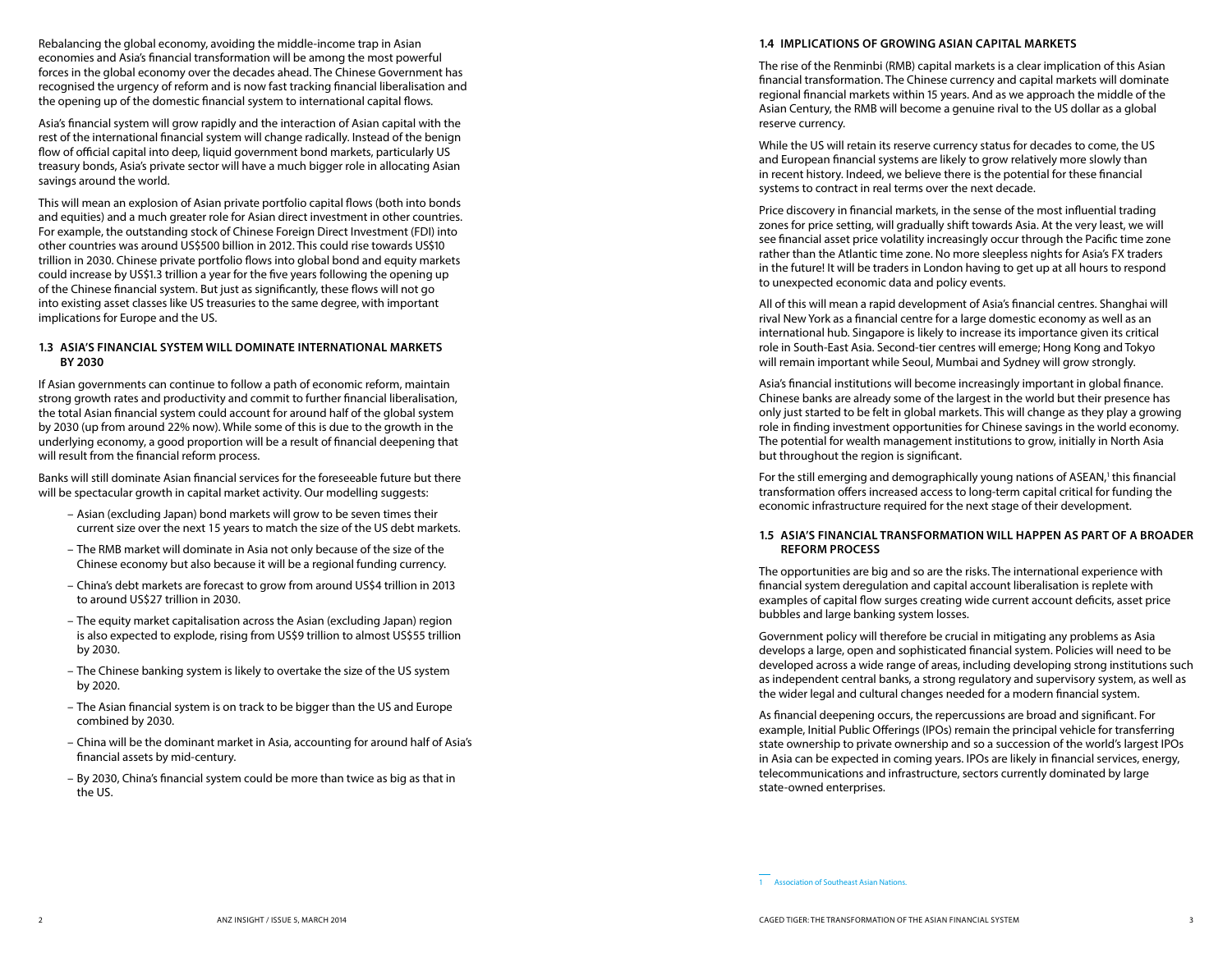Rebalancing the global economy, avoiding the middle-income trap in Asian economies and Asia's financial transformation will be among the most powerful forces in the global economy over the decades ahead. The Chinese Government has recognised the urgency of reform and is now fast tracking financial liberalisation and the opening up of the domestic financial system to international capital flows.

Asia's financial system will grow rapidly and the interaction of Asian capital with the rest of the international financial system will change radically. Instead of the benign flow of official capital into deep, liquid government bond markets, particularly US treasury bonds, Asia's private sector will have a much bigger role in allocating Asian savings around the world.

This will mean an explosion of Asian private portfolio capital flows (both into bonds and equities) and a much greater role for Asian direct investment in other countries. For example, the outstanding stock of Chinese Foreign Direct Investment (FDI) into other countries was around US$500 billion in 2012. This could rise towards US$10 trillion in 2030. Chinese private portfolio flows into global bond and equity markets could increase by US$1.3 trillion a year for the five years following the opening up of the Chinese financial system. But just as significantly, these flows will not go into existing asset classes like US treasuries to the same degree, with important implications for Europe and the US.

### 1.3 ASIA'S FINANCIAL SYSTEM WILL DOMINATE INTERNATIONAL MARKETS BY 2030

If Asian governments can continue to follow a path of economic reform, maintain strong growth rates and productivity and commit to further financial liberalisation, the total Asian financial system could account for around half of the global system by 2030 (up from around 22% now). While some of this is due to the growth in the underlying economy, a good proportion will be a result of financial deepening that will result from the financial reform process.

Banks will still dominate Asian financial services for the foreseeable future but there will be spectacular growth in capital market activity. Our modelling suggests:

- Asian (excluding Japan) bond markets will grow to be seven times their current size over the next 15 years to match the size of the US debt markets.
- The RMB market will dominate in Asia not only because of the size of the Chinese economy but also because it will be a regional funding currency.
- China's debt markets are forecast to grow from around US$4 trillion in 2013 to around US$27 trillion in 2030.
- The equity market capitalisation across the Asian (excluding Japan) region is also expected to explode, rising from US$9 trillion to almost US$55 trillion by 2030.
- The Chinese banking system is likely to overtake the size of the US system by 2020.
- The Asian financial system is on track to be bigger than the US and Europe combined by 2030.
- China will be the dominant market in Asia, accounting for around half of Asia's financial assets by mid-century.
- By 2030, China's financial system could be more than twice as big as that in the US.

### 1.4 IMPLICATIONS OF GROWING ASIAN CAPITAL MARKETS

The rise of the Renminbi (RMB) capital markets is a clear implication of this Asian financial transformation. The Chinese currency and capital markets will dominate regional financial markets within 15 years. And as we approach the middle of the Asian Century, the RMB will become a genuine rival to the US dollar as a global reserve currency.

While the US will retain its reserve currency status for decades to come, the US and European financial systems are likely to grow relatively more slowly than in recent history. Indeed, we believe there is the potential for these financial systems to contract in real terms over the next decade.

Price discovery in financial markets, in the sense of the most influential trading zones for price setting, will gradually shift towards Asia. At the very least, we will see financial asset price volatility increasingly occur through the Pacific time zone rather than the Atlantic time zone. No more sleepless nights for Asia's FX traders in the future! It will be traders in London having to get up at all hours to respond to unexpected economic data and policy events.

All of this will mean a rapid development of Asia's financial centres. Shanghai will rival New York as a financial centre for a large domestic economy as well as an international hub. Singapore is likely to increase its importance given its critical role in South-East Asia. Second-tier centres will emerge; Hong Kong and Tokyo will remain important while Seoul, Mumbai and Sydney will grow strongly.

Asia's financial institutions will become increasingly important in global finance. Chinese banks are already some of the largest in the world but their presence has only just started to be felt in global markets. This will change as they play a growing role in finding investment opportunities for Chinese savings in the world economy. The potential for wealth management institutions to grow, initially in North Asia but throughout the region is significant.

For the still emerging and demographically young nations of ASEAN,[1] this financial transformation offers increased access to long-term capital critical for funding the economic infrastructure required for the next stage of their development.

### 1.5 ASIA'S FINANCIAL TRANSFORMATION WILL HAPPEN AS PART OF A BROADER REFORM PROCESS

The opportunities are big and so are the risks. The international experience with financial system deregulation and capital account liberalisation is replete with examples of capital flow surges creating wide current account deficits, asset price bubbles and large banking system losses.

Government policy will therefore be crucial in mitigating any problems as Asia develops a large, open and sophisticated financial system. Policies will need to be developed across a wide range of areas, including developing strong institutions such as independent central banks, a strong regulatory and supervisory system, as well as the wider legal and cultural changes needed for a modern financial system.

As financial deepening occurs, the repercussions are broad and significant. For example, Initial Public Offerings (IPOs) remain the principal vehicle for transferring state ownership to private ownership and so a succession of the world's largest IPOs in Asia can be expected in coming years. IPOs are likely in financial services, energy, telecommunications and infrastructure, sectors currently dominated by large state-owned enterprises.

---

[1] Association of Southeast Asian Nations.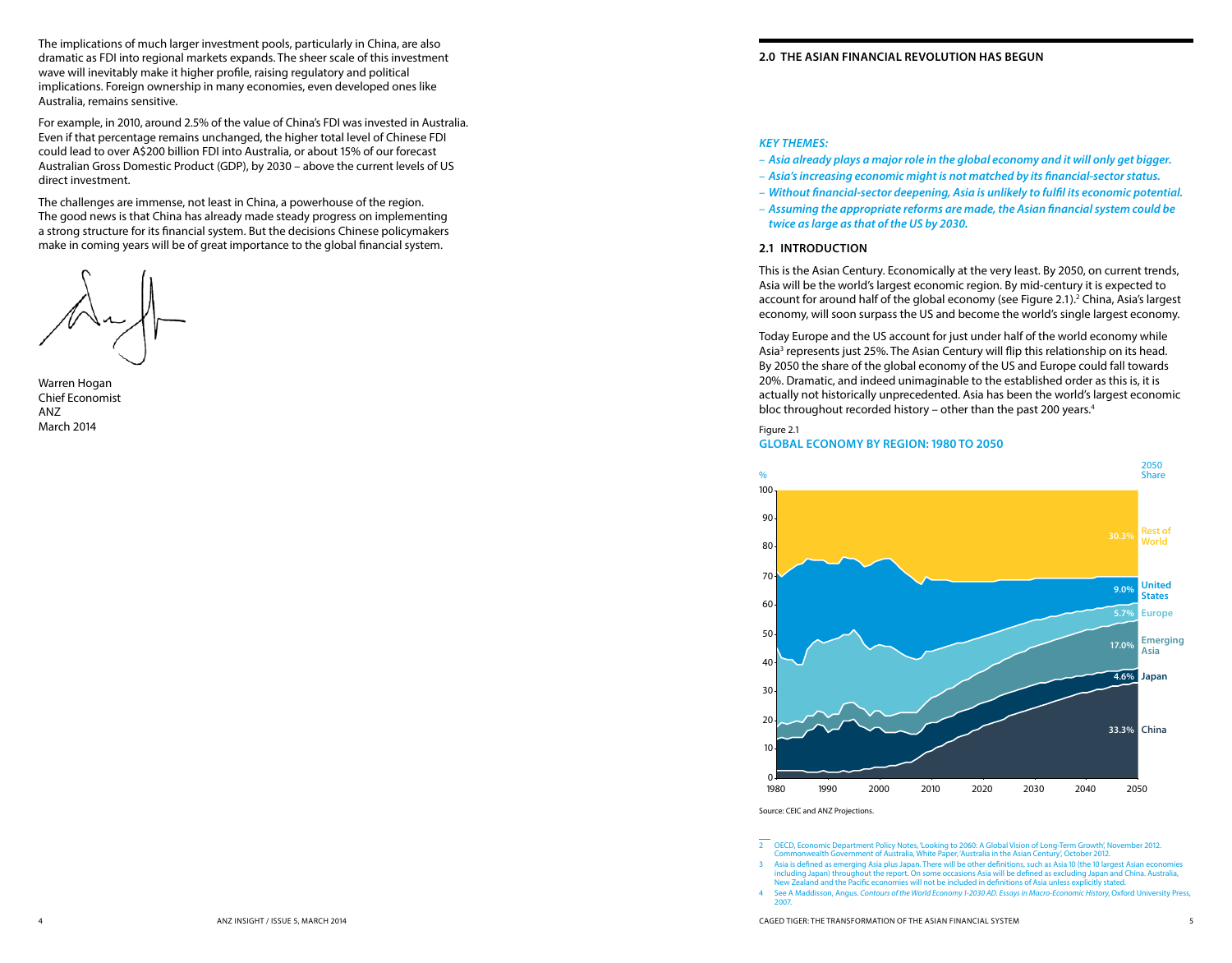The implications of much larger investment pools, particularly in China, are also dramatic as FDI into regional markets expands. The sheer scale of this investment wave will inevitably make it higher profile, raising regulatory and political implications. Foreign ownership in many economies, even developed ones like Australia, remains sensitive.

For example, in 2010, around 2.5% of the value of China's FDI was invested in Australia. Even if that percentage remains unchanged, the higher total level of Chinese FDI could lead to over A$200 billion FDI into Australia, or about 15% of our forecast Australian Gross Domestic Product (GDP), by 2030 – above the current levels of US direct investment.

The challenges are immense, not least in China, a powerhouse of the region. The good news is that China has already made steady progress on implementing a strong structure for its financial system. But the decisions Chinese policymakers make in coming years will be of great importance to the global financial system.

Warren Hogan
Chief Economist
ANZ
March 2014

## 2.0 THE ASIAN FINANCIAL REVOLUTION HAS BEGUN

***KEY THEMES:***

- ***Asia already plays a major role in the global economy and it will only get bigger.***
- ***Asia's increasing economic might is not matched by its financial-sector status.***
- ***Without financial-sector deepening, Asia is unlikely to fulfil its economic potential.***
- ***Assuming the appropriate reforms are made, the Asian financial system could be twice as large as that of the US by 2030.***

### 2.1 INTRODUCTION

This is the Asian Century. Economically at the very least. By 2050, on current trends, Asia will be the world's largest economic region. By mid-century it is expected to account for around half of the global economy (see Figure 2.1).[2] China, Asia's largest economy, will soon surpass the US and become the world's single largest economy.

Today Europe and the US account for just under half of the world economy while Asia[3] represents just 25%. The Asian Century will flip this relationship on its head. By 2050 the share of the global economy of the US and Europe could fall towards 20%. Dramatic, and indeed unimaginable to the established order as this is, it is actually not historically unprecedented. Asia has been the world's largest economic bloc throughout recorded history – other than the past 200 years.[4]

Figure 2.1

**GLOBAL ECONOMY BY REGION: 1980 TO 2050**

| Region | 2050 Share |
|---|---|
| Rest of World | 30.3% |
| United States | 9.0% |
| Europe | 5.7% |
| Emerging Asia | 17.0% |
| Japan | 4.6% |
| China | 33.3% |

Source: CEIC and ANZ Projections.

---

2 OECD, Economic Department Policy Notes, 'Looking to 2060: A Global Vision of Long-Term Growth', November 2012. Commonwealth Government of Australia, White Paper, 'Australia in the Asian Century', October 2012.

3 Asia is defined as emerging Asia plus Japan. There will be other definitions, such as Asia 10 (the 10 largest Asian economies including Japan) throughout the report. On some occasions Asia will be defined as excluding Japan and China. Australia, New Zealand and the Pacific economies will not be included in definitions of Asia unless explicitly stated.

4 See A Maddisson, Angus. *Contours of the World Economy 1-2030 AD. Essays in Macro-Economic History*, Oxford University Press, 2007.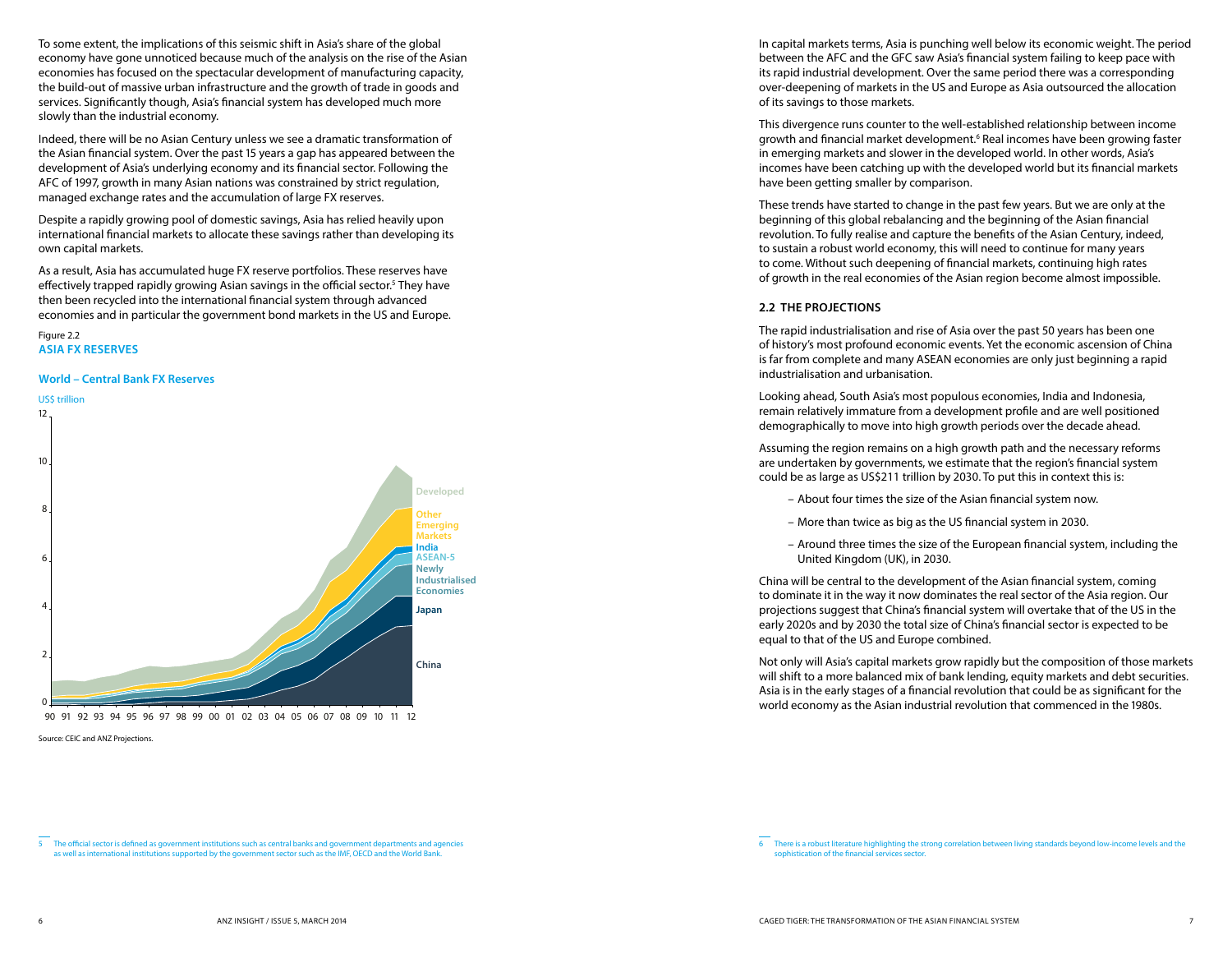To some extent, the implications of this seismic shift in Asia's share of the global economy have gone unnoticed because much of the analysis on the rise of the Asian economies has focused on the spectacular development of manufacturing capacity, the build-out of massive urban infrastructure and the growth of trade in goods and services. Significantly though, Asia's financial system has developed much more slowly than the industrial economy.

Indeed, there will be no Asian Century unless we see a dramatic transformation of the Asian financial system. Over the past 15 years a gap has appeared between the development of Asia's underlying economy and its financial sector. Following the AFC of 1997, growth in many Asian nations was constrained by strict regulation, managed exchange rates and the accumulation of large FX reserves.

Despite a rapidly growing pool of domestic savings, Asia has relied heavily upon international financial markets to allocate these savings rather than developing its own capital markets.

As a result, Asia has accumulated huge FX reserve portfolios. These reserves have effectively trapped rapidly growing Asian savings in the official sector.[5] They have then been recycled into the international financial system through advanced economies and in particular the government bond markets in the US and Europe.

Figure 2.2
**ASIA FX RESERVES**

**World – Central Bank FX Reserves**

US$ trillion

Developed, Other Emerging Markets, India, ASEAN-5, Newly Industrialised Economies, Japan, China

Source: CEIC and ANZ Projections.

In capital markets terms, Asia is punching well below its economic weight. The period between the AFC and the GFC saw Asia's financial system failing to keep pace with its rapid industrial development. Over the same period there was a corresponding over-deepening of markets in the US and Europe as Asia outsourced the allocation of its savings to those markets.

This divergence runs counter to the well-established relationship between income growth and financial market development.[6] Real incomes have been growing faster in emerging markets and slower in the developed world. In other words, Asia's incomes have been catching up with the developed world but its financial markets have been getting smaller by comparison.

These trends have started to change in the past few years. But we are only at the beginning of this global rebalancing and the beginning of the Asian financial revolution. To fully realise and capture the benefits of the Asian Century, indeed, to sustain a robust world economy, this will need to continue for many years to come. Without such deepening of financial markets, continuing high rates of growth in the real economies of the Asian region become almost impossible.

## 2.2 THE PROJECTIONS

The rapid industrialisation and rise of Asia over the past 50 years has been one of history's most profound economic events. Yet the economic ascension of China is far from complete and many ASEAN economies are only just beginning a rapid industrialisation and urbanisation.

Looking ahead, South Asia's most populous economies, India and Indonesia, remain relatively immature from a development profile and are well positioned demographically to move into high growth periods over the decade ahead.

Assuming the region remains on a high growth path and the necessary reforms are undertaken by governments, we estimate that the region's financial system could be as large as US$211 trillion by 2030. To put this in context this is:

- About four times the size of the Asian financial system now.
- More than twice as big as the US financial system in 2030.
- Around three times the size of the European financial system, including the United Kingdom (UK), in 2030.

China will be central to the development of the Asian financial system, coming to dominate it in the way it now dominates the real sector of the Asia region. Our projections suggest that China's financial system will overtake that of the US in the early 2020s and by 2030 the total size of China's financial sector is expected to be equal to that of the US and Europe combined.

Not only will Asia's capital markets grow rapidly but the composition of those markets will shift to a more balanced mix of bank lending, equity markets and debt securities. Asia is in the early stages of a financial revolution that could be as significant for the world economy as the Asian industrial revolution that commenced in the 1980s.

---

5 The official sector is defined as government institutions such as central banks and government departments and agencies as well as international institutions supported by the government sector such as the IMF, OECD and the World Bank.

6 There is a robust literature highlighting the strong correlation between living standards beyond low-income levels and the sophistication of the financial services sector.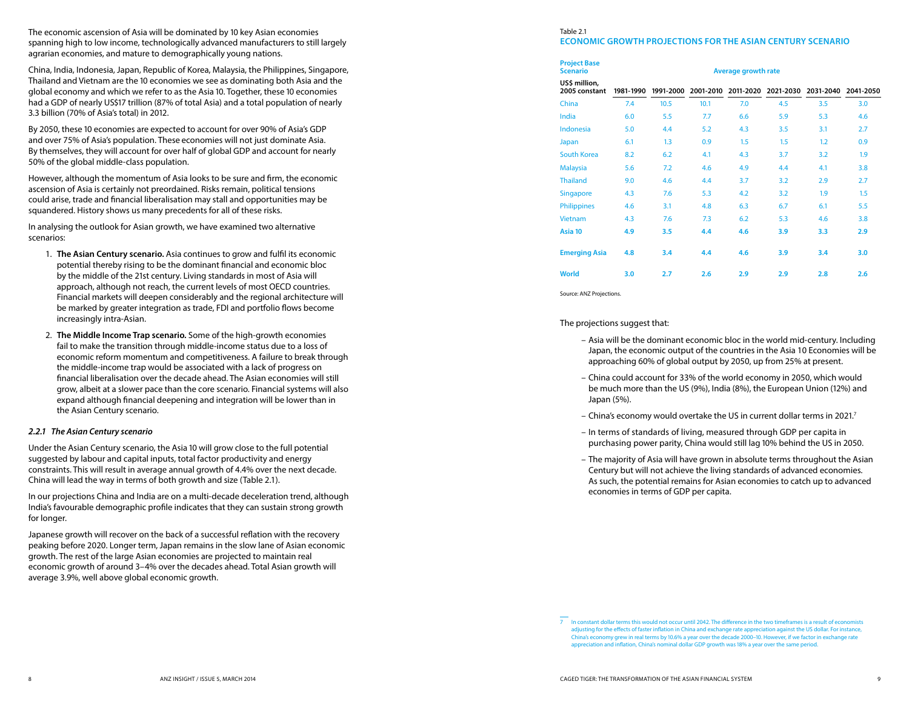The economic ascension of Asia will be dominated by 10 key Asian economies spanning high to low income, technologically advanced manufacturers to still largely agrarian economies, and mature to demographically young nations.

China, India, Indonesia, Japan, Republic of Korea, Malaysia, the Philippines, Singapore, Thailand and Vietnam are the 10 economies we see as dominating both Asia and the global economy and which we refer to as the Asia 10. Together, these 10 economies had a GDP of nearly US$17 trillion (87% of total Asia) and a total population of nearly 3.3 billion (70% of Asia's total) in 2012.

By 2050, these 10 economies are expected to account for over 90% of Asia's GDP and over 75% of Asia's population. These economies will not just dominate Asia. By themselves, they will account for over half of global GDP and account for nearly 50% of the global middle-class population.

However, although the momentum of Asia looks to be sure and firm, the economic ascension of Asia is certainly not preordained. Risks remain, political tensions could arise, trade and financial liberalisation may stall and opportunities may be squandered. History shows us many precedents for all of these risks.

In analysing the outlook for Asian growth, we have examined two alternative scenarios:

1. **The Asian Century scenario.** Asia continues to grow and fulfil its economic potential thereby rising to be the dominant financial and economic bloc by the middle of the 21st century. Living standards in most of Asia will approach, although not reach, the current levels of most OECD countries. Financial markets will deepen considerably and the regional architecture will be marked by greater integration as trade, FDI and portfolio flows become increasingly intra-Asian.
2. **The Middle Income Trap scenario.** Some of the high-growth economies fail to make the transition through middle-income status due to a loss of economic reform momentum and competitiveness. A failure to break through the middle-income trap would be associated with a lack of progress on financial liberalisation over the decade ahead. The Asian economies will still grow, albeit at a slower pace than the core scenario. Financial systems will also expand although financial deepening and integration will be lower than in the Asian Century scenario.

### *2.2.1 The Asian Century scenario*

Under the Asian Century scenario, the Asia 10 will grow close to the full potential suggested by labour and capital inputs, total factor productivity and energy constraints. This will result in average annual growth of 4.4% over the next decade. China will lead the way in terms of both growth and size (Table 2.1).

In our projections China and India are on a multi-decade deceleration trend, although India's favourable demographic profile indicates that they can sustain strong growth for longer.

Japanese growth will recover on the back of a successful reflation with the recovery peaking before 2020. Longer term, Japan remains in the slow lane of Asian economic growth. The rest of the large Asian economies are projected to maintain real economic growth of around 3–4% over the decades ahead. Total Asian growth will average 3.9%, well above global economic growth.

Table 2.1

**ECONOMIC GROWTH PROJECTIONS FOR THE ASIAN CENTURY SCENARIO**

| Project Base Scenario | Average growth rate | | | | | | |
|---|---|---|---|---|---|---|---|
| US$ million, 2005 constant | 1981-1990 | 1991-2000 | 2001-2010 | 2011-2020 | 2021-2030 | 2031-2040 | 2041-2050 |
| China | 7.4 | 10.5 | 10.1 | 7.0 | 4.5 | 3.5 | 3.0 |
| India | 6.0 | 5.5 | 7.7 | 6.6 | 5.9 | 5.3 | 4.6 |
| Indonesia | 5.0 | 4.4 | 5.2 | 4.3 | 3.5 | 3.1 | 2.7 |
| Japan | 6.1 | 1.3 | 0.9 | 1.5 | 1.5 | 1.2 | 0.9 |
| South Korea | 8.2 | 6.2 | 4.1 | 4.3 | 3.7 | 3.2 | 1.9 |
| Malaysia | 5.6 | 7.2 | 4.6 | 4.9 | 4.4 | 4.1 | 3.8 |
| Thailand | 9.0 | 4.6 | 4.4 | 3.7 | 3.2 | 2.9 | 2.7 |
| Singapore | 4.3 | 7.6 | 5.3 | 4.2 | 3.2 | 1.9 | 1.5 |
| Philippines | 4.6 | 3.1 | 4.8 | 6.3 | 6.7 | 6.1 | 5.5 |
| Vietnam | 4.3 | 7.6 | 7.3 | 6.2 | 5.3 | 4.6 | 3.8 |
| **Asia 10** | **4.9** | **3.5** | **4.4** | **4.6** | **3.9** | **3.3** | **2.9** |
| **Emerging Asia** | **4.8** | **3.4** | **4.4** | **4.6** | **3.9** | **3.4** | **3.0** |
| **World** | **3.0** | **2.7** | **2.6** | **2.9** | **2.9** | **2.8** | **2.6** |

Source: ANZ Projections.

The projections suggest that:

- Asia will be the dominant economic bloc in the world mid-century. Including Japan, the economic output of the countries in the Asia 10 Economies will be approaching 60% of global output by 2050, up from 25% at present.
- China could account for 33% of the world economy in 2050, which would be much more than the US (9%), India (8%), the European Union (12%) and Japan (5%).
- China's economy would overtake the US in current dollar terms in 2021.[7]
- In terms of standards of living, measured through GDP per capita in purchasing power parity, China would still lag 10% behind the US in 2050.
- The majority of Asia will have grown in absolute terms throughout the Asian Century but will not achieve the living standards of advanced economies. As such, the potential remains for Asian economies to catch up to advanced economies in terms of GDP per capita.

[7] In constant dollar terms this would not occur until 2042. The difference in the two timeframes is a result of economists adjusting for the effects of faster inflation in China and exchange rate appreciation against the US dollar. For instance, China's economy grew in real terms by 10.6% a year over the decade 2000–10. However, if we factor in exchange rate appreciation and inflation, China's nominal dollar GDP growth was 18% a year over the same period.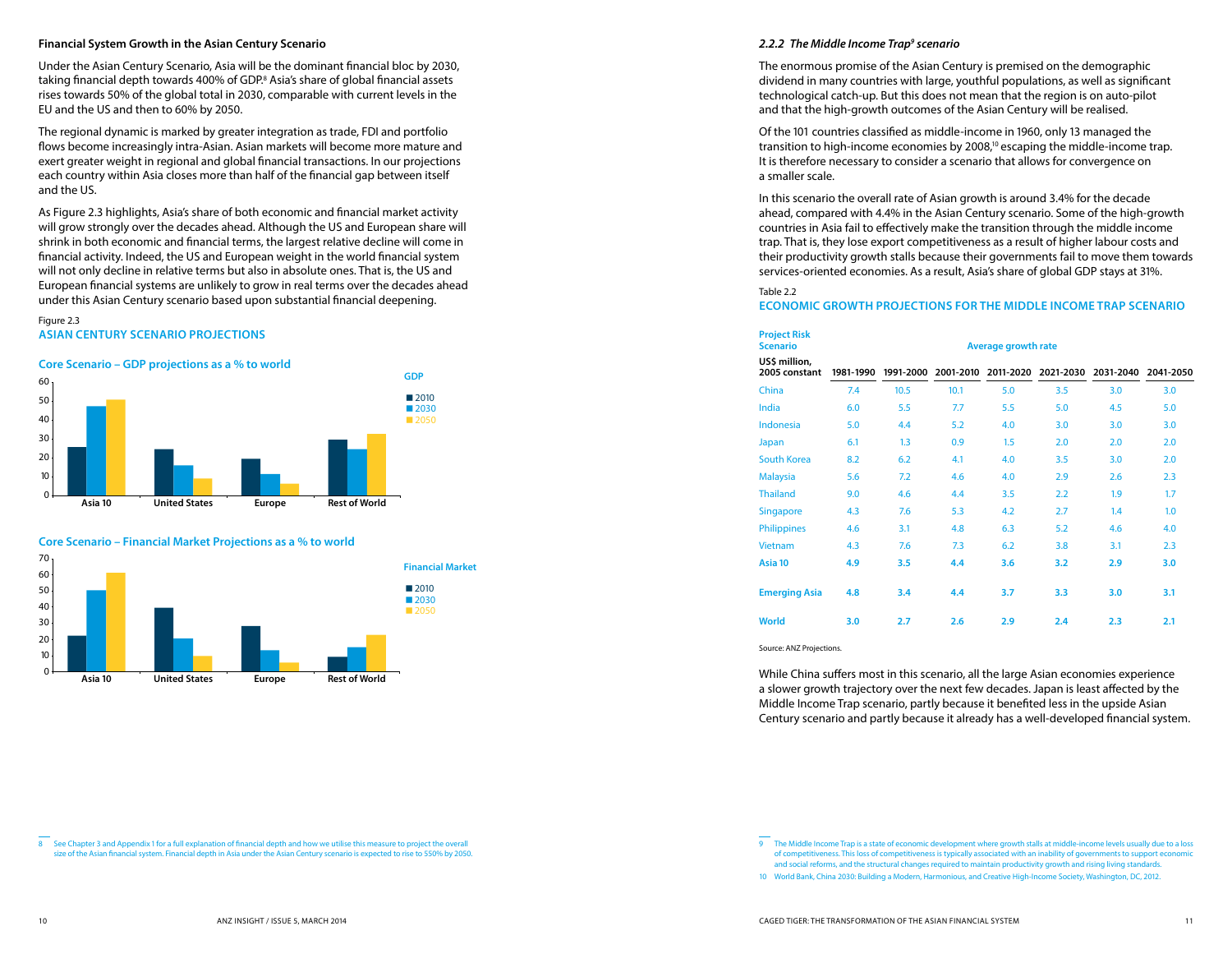## Financial System Growth in the Asian Century Scenario

Under the Asian Century Scenario, Asia will be the dominant financial bloc by 2030, taking financial depth towards 400% of GDP.[8] Asia's share of global financial assets rises towards 50% of the global total in 2030, comparable with current levels in the EU and the US and then to 60% by 2050.

The regional dynamic is marked by greater integration as trade, FDI and portfolio flows become increasingly intra-Asian. Asian markets will become more mature and exert greater weight in regional and global financial transactions. In our projections each country within Asia closes more than half of the financial gap between itself and the US.

As Figure 2.3 highlights, Asia's share of both economic and financial market activity will grow strongly over the decades ahead. Although the US and European share will shrink in both economic and financial terms, the largest relative decline will come in financial activity. Indeed, the US and European weight in the world financial system will not only decline in relative terms but also in absolute ones. That is, the US and European financial systems are unlikely to grow in real terms over the decades ahead under this Asian Century scenario based upon substantial financial deepening.

Figure 2.3

**ASIAN CENTURY SCENARIO PROJECTIONS**

**Core Scenario – GDP projections as a % to world**

**GDP**

- 2010
- 2030
- 2050

Asia 10 | United States | Europe | Rest of World

**Core Scenario – Financial Market Projections as a % to world**

**Financial Market**

- 2010
- 2030
- 2050

Asia 10 | United States | Europe | Rest of World

### 2.2.2 *The Middle Income Trap[9] scenario*

The enormous promise of the Asian Century is premised on the demographic dividend in many countries with large, youthful populations, as well as significant technological catch-up. But this does not mean that the region is on auto-pilot and that the high-growth outcomes of the Asian Century will be realised.

Of the 101 countries classified as middle-income in 1960, only 13 managed the transition to high-income economies by 2008,[10] escaping the middle-income trap. It is therefore necessary to consider a scenario that allows for convergence on a smaller scale.

In this scenario the overall rate of Asian growth is around 3.4% for the decade ahead, compared with 4.4% in the Asian Century scenario. Some of the high-growth countries in Asia fail to effectively make the transition through the middle income trap. That is, they lose export competitiveness as a result of higher labour costs and their productivity growth stalls because their governments fail to move them towards services-oriented economies. As a result, Asia's share of global GDP stays at 31%.

Table 2.2

**ECONOMIC GROWTH PROJECTIONS FOR THE MIDDLE INCOME TRAP SCENARIO**

| Project Risk Scenario | Average growth rate | | | | | | |
|---|---|---|---|---|---|---|---|
| US$ million, 2005 constant | 1981-1990 | 1991-2000 | 2001-2010 | 2011-2020 | 2021-2030 | 2031-2040 | 2041-2050 |
| China | 7.4 | 10.5 | 10.1 | 5.0 | 3.5 | 3.0 | 3.0 |
| India | 6.0 | 5.5 | 7.7 | 5.5 | 5.0 | 4.5 | 5.0 |
| Indonesia | 5.0 | 4.4 | 5.2 | 4.0 | 3.0 | 3.0 | 3.0 |
| Japan | 6.1 | 1.3 | 0.9 | 1.5 | 2.0 | 2.0 | 2.0 |
| South Korea | 8.2 | 6.2 | 4.1 | 4.0 | 3.5 | 3.0 | 2.0 |
| Malaysia | 5.6 | 7.2 | 4.6 | 4.0 | 2.9 | 2.6 | 2.3 |
| Thailand | 9.0 | 4.6 | 4.4 | 3.5 | 2.2 | 1.9 | 1.7 |
| Singapore | 4.3 | 7.6 | 5.3 | 4.2 | 2.7 | 1.4 | 1.0 |
| Philippines | 4.6 | 3.1 | 4.8 | 6.3 | 5.2 | 4.6 | 4.0 |
| Vietnam | 4.3 | 7.6 | 7.3 | 6.2 | 3.8 | 3.1 | 2.3 |
| **Asia 10** | **4.9** | **3.5** | **4.4** | **3.6** | **3.2** | **2.9** | **3.0** |
| **Emerging Asia** | **4.8** | **3.4** | **4.4** | **3.7** | **3.3** | **3.0** | **3.1** |
| **World** | **3.0** | **2.7** | **2.6** | **2.9** | **2.4** | **2.3** | **2.1** |

Source: ANZ Projections.

While China suffers most in this scenario, all the large Asian economies experience a slower growth trajectory over the next few decades. Japan is least affected by the Middle Income Trap scenario, partly because it benefited less in the upside Asian Century scenario and partly because it already has a well-developed financial system.

---

8 See Chapter 3 and Appendix 1 for a full explanation of financial depth and how we utilise this measure to project the overall size of the Asian financial system. Financial depth in Asia under the Asian Century scenario is expected to rise to 550% by 2050.

9 The Middle Income Trap is a state of economic development where growth stalls at middle-income levels usually due to a loss of competitiveness. This loss of competitiveness is typically associated with an inability of governments to support economic and social reforms, and the structural changes required to maintain productivity growth and rising living standards.

10 World Bank, China 2030: Building a Modern, Harmonious, and Creative High-Income Society, Washington, DC, 2012.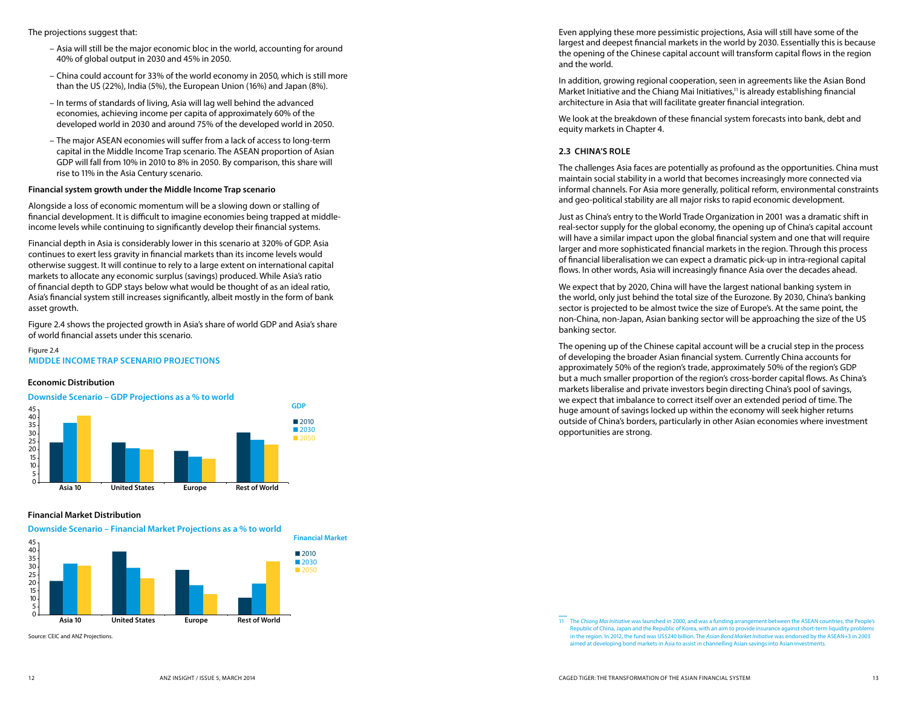The projections suggest that:

- Asia will still be the major economic bloc in the world, accounting for around 40% of global output in 2030 and 45% in 2050.
- China could account for 33% of the world economy in 2050, which is still more than the US (22%), India (5%), the European Union (16%) and Japan (8%).
- In terms of standards of living, Asia will lag well behind the advanced economies, achieving income per capita of approximately 60% of the developed world in 2030 and around 75% of the developed world in 2050.
- The major ASEAN economies will suffer from a lack of access to long-term capital in the Middle Income Trap scenario. The ASEAN proportion of Asian GDP will fall from 10% in 2010 to 8% in 2050. By comparison, this share will rise to 11% in the Asia Century scenario.

**Financial system growth under the Middle Income Trap scenario**

Alongside a loss of economic momentum will be a slowing down or stalling of financial development. It is difficult to imagine economies being trapped at middle-income levels while continuing to significantly develop their financial systems.

Financial depth in Asia is considerably lower in this scenario at 320% of GDP. Asia continues to exert less gravity in financial markets than its income levels would otherwise suggest. It will continue to rely to a large extent on international capital markets to allocate any economic surplus (savings) produced. While Asia's ratio of financial depth to GDP stays below what would be thought of as an ideal ratio, Asia's financial system still increases significantly, albeit mostly in the form of bank asset growth.

Figure 2.4 shows the projected growth in Asia's share of world GDP and Asia's share of world financial assets under this scenario.

Figure 2.4
**MIDDLE INCOME TRAP SCENARIO PROJECTIONS**

**Economic Distribution**

**Downside Scenario – GDP Projections as a % to world**

GDP: 2010, 2030, 2050

Asia 10 | United States | Europe | Rest of World

**Financial Market Distribution**

**Downside Scenario – Financial Market Projections as a % to world**

Financial Market: 2010, 2030, 2050

Asia 10 | United States | Europe | Rest of World

Source: CEIC and ANZ Projections.

Even applying these more pessimistic projections, Asia will still have some of the largest and deepest financial markets in the world by 2030. Essentially this is because the opening of the Chinese capital account will transform capital flows in the region and the world.

In addition, growing regional cooperation, seen in agreements like the Asian Bond Market Initiative and the Chiang Mai Initiatives,[11] is already establishing financial architecture in Asia that will facilitate greater financial integration.

We look at the breakdown of these financial system forecasts into bank, debt and equity markets in Chapter 4.

## 2.3 CHINA'S ROLE

The challenges Asia faces are potentially as profound as the opportunities. China must maintain social stability in a world that becomes increasingly more connected via informal channels. For Asia more generally, political reform, environmental constraints and geo-political stability are all major risks to rapid economic development.

Just as China's entry to the World Trade Organization in 2001 was a dramatic shift in real-sector supply for the global economy, the opening up of China's capital account will have a similar impact upon the global financial system and one that will require larger and more sophisticated financial markets in the region. Through this process of financial liberalisation we can expect a dramatic pick-up in intra-regional capital flows. In other words, Asia will increasingly finance Asia over the decades ahead.

We expect that by 2020, China will have the largest national banking system in the world, only just behind the total size of the Eurozone. By 2030, China's banking sector is projected to be almost twice the size of Europe's. At the same point, the non-China, non-Japan, Asian banking sector will be approaching the size of the US banking sector.

The opening up of the Chinese capital account will be a crucial step in the process of developing the broader Asian financial system. Currently China accounts for approximately 50% of the region's trade, approximately 50% of the region's GDP but a much smaller proportion of the region's cross-border capital flows. As China's markets liberalise and private investors begin directing China's pool of savings, we expect that imbalance to correct itself over an extended period of time. The huge amount of savings locked up within the economy will seek higher returns outside of China's borders, particularly in other Asian economies where investment opportunities are strong.

[11] The *Chiang Mai Initiative* was launched in 2000, and was a funding arrangement between the ASEAN countries, the People's Republic of China, Japan and the Republic of Korea, with an aim to provide insurance against short-term liquidity problems in the region. In 2012, the fund was US$240 billion. The *Asian Bond Market Initiative* was endorsed by the ASEAN+3 in 2003 aimed at developing bond markets in Asia to assist in channelling Asian savings into Asian investments.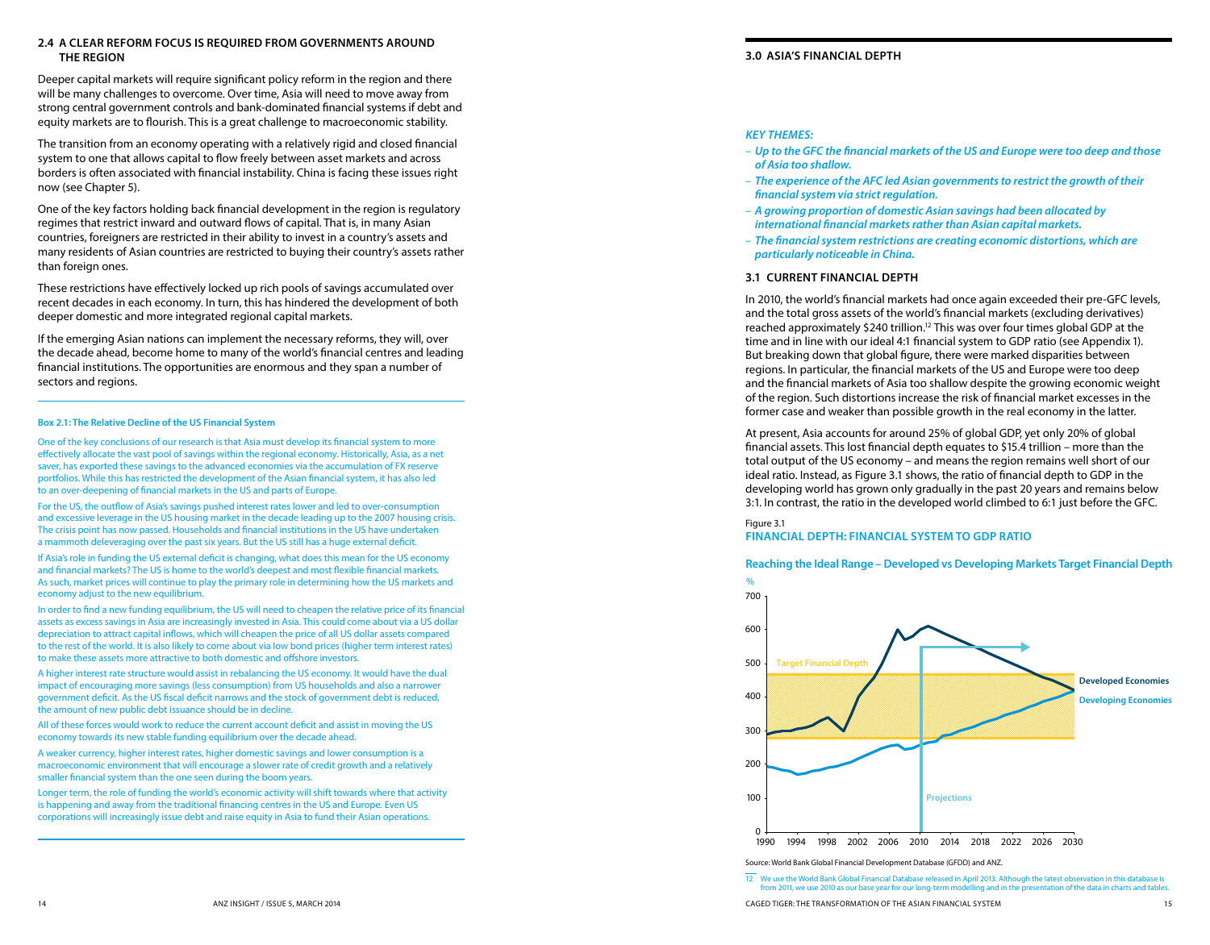## 2.4 A CLEAR REFORM FOCUS IS REQUIRED FROM GOVERNMENTS AROUND THE REGION

Deeper capital markets will require significant policy reform in the region and there will be many challenges to overcome. Over time, Asia will need to move away from strong central government controls and bank-dominated financial systems if debt and equity markets are to flourish. This is a great challenge to macroeconomic stability.

The transition from an economy operating with a relatively rigid and closed financial system to one that allows capital to flow freely between asset markets and across borders is often associated with financial instability. China is facing these issues right now (see Chapter 5).

One of the key factors holding back financial development in the region is regulatory regimes that restrict inward and outward flows of capital. That is, in many Asian countries, foreigners are restricted in their ability to invest in a country's assets and many residents of Asian countries are restricted to buying their country's assets rather than foreign ones.

These restrictions have effectively locked up rich pools of savings accumulated over recent decades in each economy. In turn, this has hindered the development of both deeper domestic and more integrated regional capital markets.

If the emerging Asian nations can implement the necessary reforms, they will, over the decade ahead, become home to many of the world's financial centres and leading financial institutions. The opportunities are enormous and they span a number of sectors and regions.

**Box 2.1: The Relative Decline of the US Financial System**

One of the key conclusions of our research is that Asia must develop its financial system to more effectively allocate the vast pool of savings within the regional economy. Historically, Asia, as a net saver, has exported these savings to the advanced economies via the accumulation of FX reserve portfolios. While this has restricted the development of the Asian financial system, it has also led to an over-deepening of financial markets in the US and parts of Europe.

For the US, the outflow of Asia's savings pushed interest rates lower and led to over-consumption and excessive leverage in the US housing market in the decade leading up to the 2007 housing crisis. The crisis point has now passed. Households and financial institutions in the US have undertaken a mammoth deleveraging over the past six years. But the US still has a huge external deficit.

If Asia's role in funding the US external deficit is changing, what does this mean for the US economy and financial markets? The US is home to the world's deepest and most flexible financial markets. As such, market prices will continue to play the primary role in determining how the US markets and economy adjust to the new equilibrium.

In order to find a new funding equilibrium, the US will need to cheapen the relative price of its financial assets as excess savings in Asia are increasingly invested in Asia. This could come about via a US dollar depreciation to attract capital inflows, which will cheapen the price of all US dollar assets compared to the rest of the world. It is also likely to come about via low bond prices (higher term interest rates) to make these assets more attractive to both domestic and offshore investors.

A higher interest rate structure would assist in rebalancing the US economy. It would have the dual impact of encouraging more savings (less consumption) from US households and also a narrower government deficit. As the US fiscal deficit narrows and the stock of government debt is reduced, the amount of new public debt issuance should be in decline.

All of these forces would work to reduce the current account deficit and assist in moving the US economy towards its new stable funding equilibrium over the decade ahead.

A weaker currency, higher interest rates, higher domestic savings and lower consumption is a macroeconomic environment that will encourage a slower rate of credit growth and a relatively smaller financial system than the one seen during the boom years.

Longer term, the role of funding the world's economic activity will shift towards where that activity is happening and away from the traditional financing centres in the US and Europe. Even US corporations will increasingly issue debt and raise equity in Asia to fund their Asian operations.

# 3.0 ASIA'S FINANCIAL DEPTH

***KEY THEMES:***

- ***Up to the GFC the financial markets of the US and Europe were too deep and those of Asia too shallow.***
- ***The experience of the AFC led Asian governments to restrict the growth of their financial system via strict regulation.***
- ***A growing proportion of domestic Asian savings had been allocated by international financial markets rather than Asian capital markets.***
- ***The financial system restrictions are creating economic distortions, which are particularly noticeable in China.***

## 3.1 CURRENT FINANCIAL DEPTH

In 2010, the world's financial markets had once again exceeded their pre-GFC levels, and the total gross assets of the world's financial markets (excluding derivatives) reached approximately $240 trillion.[12] This was over four times global GDP at the time and in line with our ideal 4:1 financial system to GDP ratio (see Appendix 1). But breaking down that global figure, there were marked disparities between regions. In particular, the financial markets of the US and Europe were too deep and the financial markets of Asia too shallow despite the growing economic weight of the region. Such distortions increase the risk of financial market excesses in the former case and weaker than possible growth in the real economy in the latter.

At present, Asia accounts for around 25% of global GDP, yet only 20% of global financial assets. This lost financial depth equates to $15.4 trillion – more than the total output of the US economy – and means the region remains well short of our ideal ratio. Instead, as Figure 3.1 shows, the ratio of financial depth to GDP in the developing world has grown only gradually in the past 20 years and remains below 3:1. In contrast, the ratio in the developed world climbed to 6:1 just before the GFC.

Figure 3.1

**FINANCIAL DEPTH: FINANCIAL SYSTEM TO GDP RATIO**

**Reaching the Ideal Range – Developed vs Developing Markets Target Financial Depth**

Source: World Bank Global Financial Development Database (GFDD) and ANZ.

[12] We use the World Bank Global Financial Database released in April 2013. Although the latest observation in this database is from 2011, we use 2010 as our base year for our long-term modelling and in the presentation of the data in charts and tables.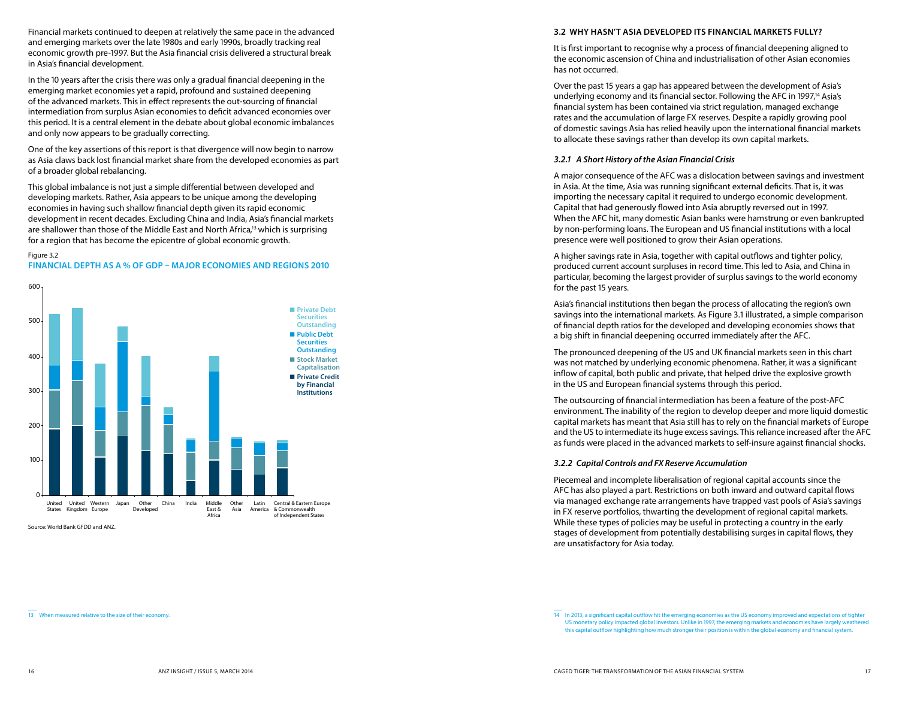Financial markets continued to deepen at relatively the same pace in the advanced and emerging markets over the late 1980s and early 1990s, broadly tracking real economic growth pre-1997. But the Asia financial crisis delivered a structural break in Asia's financial development.

In the 10 years after the crisis there was only a gradual financial deepening in the emerging market economies yet a rapid, profound and sustained deepening of the advanced markets. This in effect represents the out-sourcing of financial intermediation from surplus Asian economies to deficit advanced economies over this period. It is a central element in the debate about global economic imbalances and only now appears to be gradually correcting.

One of the key assertions of this report is that divergence will now begin to narrow as Asia claws back lost financial market share from the developed economies as part of a broader global rebalancing.

This global imbalance is not just a simple differential between developed and developing markets. Rather, Asia appears to be unique among the developing economies in having such shallow financial depth given its rapid economic development in recent decades. Excluding China and India, Asia's financial markets are shallower than those of the Middle East and North Africa,[13] which is surprising for a region that has become the epicentre of global economic growth.

Figure 3.2

**FINANCIAL DEPTH AS A % OF GDP – MAJOR ECONOMIES AND REGIONS 2010**

Source: World Bank GFDD and ANZ.

[13] When measured relative to the size of their economy.

## 3.2 WHY HASN'T ASIA DEVELOPED ITS FINANCIAL MARKETS FULLY?

It is first important to recognise why a process of financial deepening aligned to the economic ascension of China and industrialisation of other Asian economies has not occurred.

Over the past 15 years a gap has appeared between the development of Asia's underlying economy and its financial sector. Following the AFC in 1997,[14] Asia's financial system has been contained via strict regulation, managed exchange rates and the accumulation of large FX reserves. Despite a rapidly growing pool of domestic savings Asia has relied heavily upon the international financial markets to allocate these savings rather than develop its own capital markets.

### *3.2.1 A Short History of the Asian Financial Crisis*

A major consequence of the AFC was a dislocation between savings and investment in Asia. At the time, Asia was running significant external deficits. That is, it was importing the necessary capital it required to undergo economic development. Capital that had generously flowed into Asia abruptly reversed out in 1997. When the AFC hit, many domestic Asian banks were hamstrung or even bankrupted by non-performing loans. The European and US financial institutions with a local presence were well positioned to grow their Asian operations.

A higher savings rate in Asia, together with capital outflows and tighter policy, produced current account surpluses in record time. This led to Asia, and China in particular, becoming the largest provider of surplus savings to the world economy for the past 15 years.

Asia's financial institutions then began the process of allocating the region's own savings into the international markets. As Figure 3.1 illustrated, a simple comparison of financial depth ratios for the developed and developing economies shows that a big shift in financial deepening occurred immediately after the AFC.

The pronounced deepening of the US and UK financial markets seen in this chart was not matched by underlying economic phenomena. Rather, it was a significant inflow of capital, both public and private, that helped drive the explosive growth in the US and European financial systems through this period.

The outsourcing of financial intermediation has been a feature of the post-AFC environment. The inability of the region to develop deeper and more liquid domestic capital markets has meant that Asia still has to rely on the financial markets of Europe and the US to intermediate its huge excess savings. This reliance increased after the AFC as funds were placed in the advanced markets to self-insure against financial shocks.

### *3.2.2 Capital Controls and FX Reserve Accumulation*

Piecemeal and incomplete liberalisation of regional capital accounts since the AFC has also played a part. Restrictions on both inward and outward capital flows via managed exchange rate arrangements have trapped vast pools of Asia's savings in FX reserve portfolios, thwarting the development of regional capital markets. While these types of policies may be useful in protecting a country in the early stages of development from potentially destabilising surges in capital flows, they are unsatisfactory for Asia today.

[14] In 2013, a significant capital outflow hit the emerging economies as the US economy improved and expectations of tighter US monetary policy impacted global investors. Unlike in 1997, the emerging markets and economies have largely weathered this capital outflow highlighting how much stronger their position is within the global economy and financial system.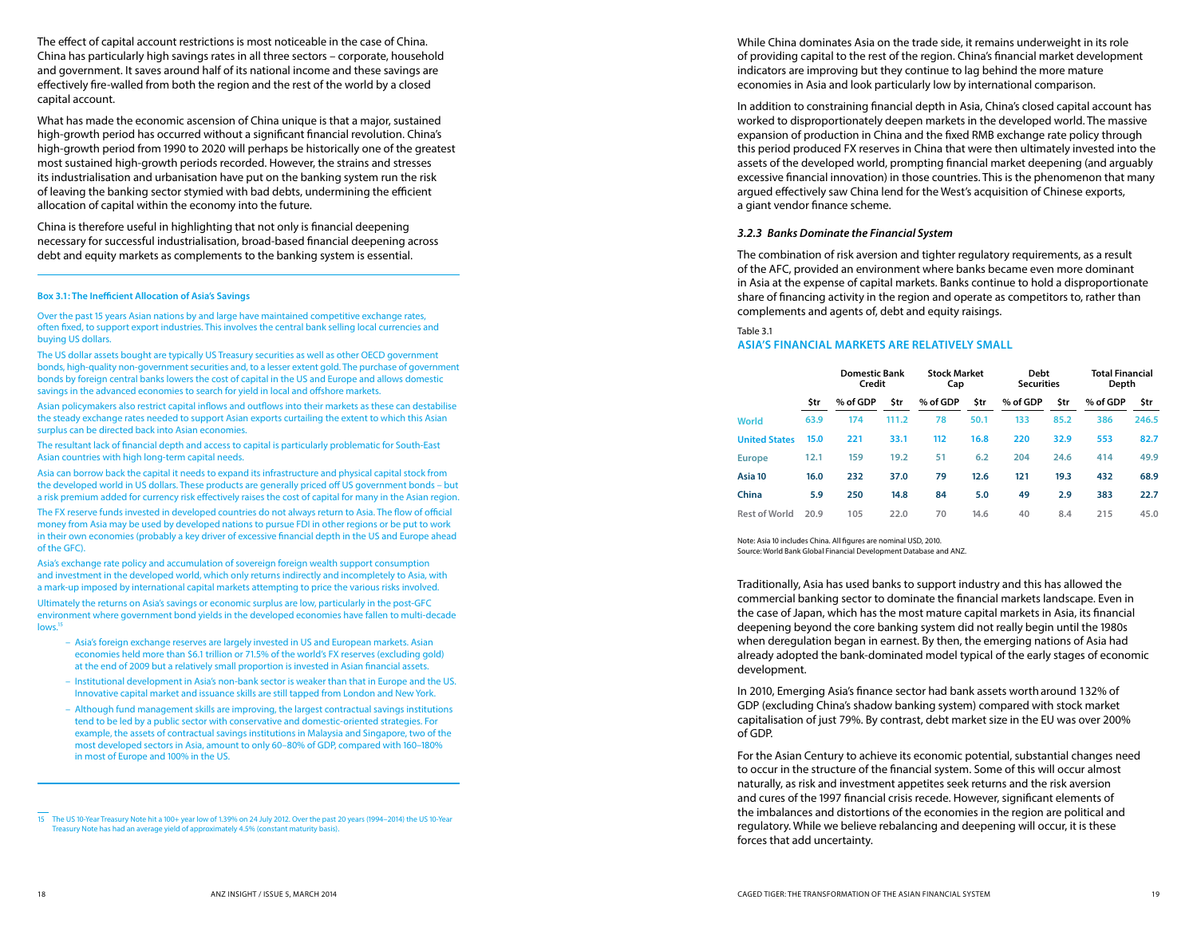The effect of capital account restrictions is most noticeable in the case of China. China has particularly high savings rates in all three sectors – corporate, household and government. It saves around half of its national income and these savings are effectively fire-walled from both the region and the rest of the world by a closed capital account.

What has made the economic ascension of China unique is that a major, sustained high-growth period has occurred without a significant financial revolution. China's high-growth period from 1990 to 2020 will perhaps be historically one of the greatest most sustained high-growth periods recorded. However, the strains and stresses its industrialisation and urbanisation have put on the banking system run the risk of leaving the banking sector stymied with bad debts, undermining the efficient allocation of capital within the economy into the future.

China is therefore useful in highlighting that not only is financial deepening necessary for successful industrialisation, broad-based financial deepening across debt and equity markets as complements to the banking system is essential.

---

**Box 3.1: The Inefficient Allocation of Asia's Savings**

Over the past 15 years Asian nations by and large have maintained competitive exchange rates, often fixed, to support export industries. This involves the central bank selling local currencies and buying US dollars.

The US dollar assets bought are typically US Treasury securities as well as other OECD government bonds, high-quality non-government securities and, to a lesser extent gold. The purchase of government bonds by foreign central banks lowers the cost of capital in the US and Europe and allows domestic savings in the advanced economies to search for yield in local and offshore markets.

Asian policymakers also restrict capital inflows and outflows into their markets as these can destabilise the steady exchange rates needed to support Asian exports curtailing the extent to which this Asian surplus can be directed back into Asian economies.

The resultant lack of financial depth and access to capital is particularly problematic for South-East Asian countries with high long-term capital needs.

Asia can borrow back the capital it needs to expand its infrastructure and physical capital stock from the developed world in US dollars. These products are generally priced off US government bonds – but a risk premium added for currency risk effectively raises the cost of capital for many in the Asian region.

The FX reserve funds invested in developed countries do not always return to Asia. The flow of official money from Asia may be used by developed nations to pursue FDI in other regions or be put to work in their own economies (probably a key driver of excessive financial depth in the US and Europe ahead of the GFC).

Asia's exchange rate policy and accumulation of sovereign foreign wealth support consumption and investment in the developed world, which only returns indirectly and incompletely to Asia, with a mark-up imposed by international capital markets attempting to price the various risks involved.

Ultimately the returns on Asia's savings or economic surplus are low, particularly in the post-GFC environment where government bond yields in the developed economies have fallen to multi-decade lows.[15]

- Asia's foreign exchange reserves are largely invested in US and European markets. Asian economies held more than $6.1 trillion or 71.5% of the world's FX reserves (excluding gold) at the end of 2009 but a relatively small proportion is invested in Asian financial assets.
- Institutional development in Asia's non-bank sector is weaker than that in Europe and the US. Innovative capital market and issuance skills are still tapped from London and New York.
- Although fund management skills are improving, the largest contractual savings institutions tend to be led by a public sector with conservative and domestic-oriented strategies. For example, the assets of contractual savings institutions in Malaysia and Singapore, two of the most developed sectors in Asia, amount to only 60–80% of GDP, compared with 160–180% in most of Europe and 100% in the US.

---

15 The US 10-Year Treasury Note hit a 100+ year low of 1.39% on 24 July 2012. Over the past 20 years (1994–2014) the US 10-Year Treasury Note has had an average yield of approximately 4.5% (constant maturity basis).

While China dominates Asia on the trade side, it remains underweight in its role of providing capital to the rest of the region. China's financial market development indicators are improving but they continue to lag behind the more mature economies in Asia and look particularly low by international comparison.

In addition to constraining financial depth in Asia, China's closed capital account has worked to disproportionately deepen markets in the developed world. The massive expansion of production in China and the fixed RMB exchange rate policy through this period produced FX reserves in China that were then ultimately invested into the assets of the developed world, prompting financial market deepening (and arguably excessive financial innovation) in those countries. This is the phenomenon that many argued effectively saw China lend for the West's acquisition of Chinese exports, a giant vendor finance scheme.

### *3.2.3 Banks Dominate the Financial System*

The combination of risk aversion and tighter regulatory requirements, as a result of the AFC, provided an environment where banks became even more dominant in Asia at the expense of capital markets. Banks continue to hold a disproportionate share of financing activity in the region and operate as competitors to, rather than complements and agents of, debt and equity raisings.

Table 3.1

**ASIA'S FINANCIAL MARKETS ARE RELATIVELY SMALL**

| | Domestic Bank Credit | | Stock Market Cap | | Debt Securities | | Total Financial Depth | |
|---|---|---|---|---|---|---|---|---|
| | $tr | % of GDP | $tr | % of GDP | $tr | % of GDP | $tr | % of GDP |
| World | 63.9 | 174 | 111.2 | 78 | 50.1 | 133 | 85.2 | 386 | 246.5 |
| United States | 15.0 | 221 | 33.1 | 112 | 16.8 | 220 | 32.9 | 553 | 82.7 |
| Europe | 12.1 | 159 | 19.2 | 51 | 6.2 | 204 | 24.6 | 414 | 49.9 |
| Asia 10 | 16.0 | 232 | 37.0 | 79 | 12.6 | 121 | 19.3 | 432 | 68.9 |
| China | 5.9 | 250 | 14.8 | 84 | 5.0 | 49 | 2.9 | 383 | 22.7 |
| Rest of World | 20.9 | 105 | 22.0 | 70 | 14.6 | 40 | 8.4 | 215 | 45.0 |

Note: Asia 10 includes China. All figures are nominal USD, 2010.
Source: World Bank Global Financial Development Database and ANZ.

Traditionally, Asia has used banks to support industry and this has allowed the commercial banking sector to dominate the financial markets landscape. Even in the case of Japan, which has the most mature capital markets in Asia, its financial deepening beyond the core banking system did not really begin until the 1980s when deregulation began in earnest. By then, the emerging nations of Asia had already adopted the bank-dominated model typical of the early stages of economic development.

In 2010, Emerging Asia's finance sector had bank assets worth around 132% of GDP (excluding China's shadow banking system) compared with stock market capitalisation of just 79%. By contrast, debt market size in the EU was over 200% of GDP.

For the Asian Century to achieve its economic potential, substantial changes need to occur in the structure of the financial system. Some of this will occur almost naturally, as risk and investment appetites seek returns and the risk aversion and cures of the 1997 financial crisis recede. However, significant elements of the imbalances and distortions of the economies in the region are political and regulatory. While we believe rebalancing and deepening will occur, it is these forces that add uncertainty.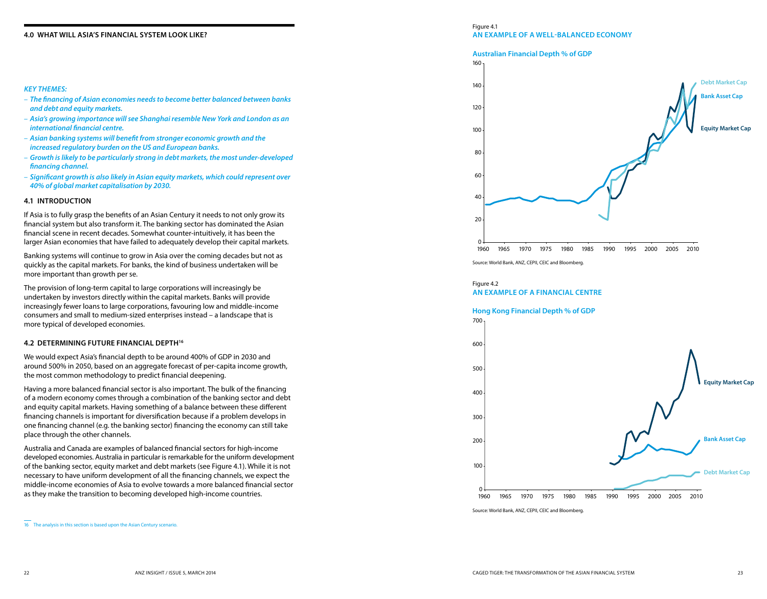## 4.0 WHAT WILL ASIA'S FINANCIAL SYSTEM LOOK LIKE?

***KEY THEMES:***

- ***The financing of Asian economies needs to become better balanced between banks and debt and equity markets.***
- ***Asia's growing importance will see Shanghai resemble New York and London as an international financial centre.***
- ***Asian banking systems will benefit from stronger economic growth and the increased regulatory burden on the US and European banks.***
- ***Growth is likely to be particularly strong in debt markets, the most under-developed financing channel.***
- ***Significant growth is also likely in Asian equity markets, which could represent over 40% of global market capitalisation by 2030.***

### 4.1 INTRODUCTION

If Asia is to fully grasp the benefits of an Asian Century it needs to not only grow its financial system but also transform it. The banking sector has dominated the Asian financial scene in recent decades. Somewhat counter-intuitively, it has been the larger Asian economies that have failed to adequately develop their capital markets.

Banking systems will continue to grow in Asia over the coming decades but not as quickly as the capital markets. For banks, the kind of business undertaken will be more important than growth per se.

The provision of long-term capital to large corporations will increasingly be undertaken by investors directly within the capital markets. Banks will provide increasingly fewer loans to large corporations, favouring low and middle-income consumers and small to medium-sized enterprises instead – a landscape that is more typical of developed economies.

### 4.2 DETERMINING FUTURE FINANCIAL DEPTH[16]

We would expect Asia's financial depth to be around 400% of GDP in 2030 and around 500% in 2050, based on an aggregate forecast of per-capita income growth, the most common methodology to predict financial deepening.

Having a more balanced financial sector is also important. The bulk of the financing of a modern economy comes through a combination of the banking sector and debt and equity capital markets. Having something of a balance between these different financing channels is important for diversification because if a problem develops in one financing channel (e.g. the banking sector) financing the economy can still take place through the other channels.

Australia and Canada are examples of balanced financial sectors for high-income developed economies. Australia in particular is remarkable for the uniform development of the banking sector, equity market and debt markets (see Figure 4.1). While it is not necessary to have uniform development of all the financing channels, we expect the middle-income economies of Asia to evolve towards a more balanced financial sector as they make the transition to becoming developed high-income countries.

[16] The analysis in this section is based upon the Asian Century scenario.

Figure 4.1
**AN EXAMPLE OF A WELL-BALANCED ECONOMY**

**Australian Financial Depth % of GDP**

Source: World Bank, ANZ, CEPII, CEIC and Bloomberg.

Figure 4.2
**AN EXAMPLE OF A FINANCIAL CENTRE**

**Hong Kong Financial Depth % of GDP**

Source: World Bank, ANZ, CEPII, CEIC and Bloomberg.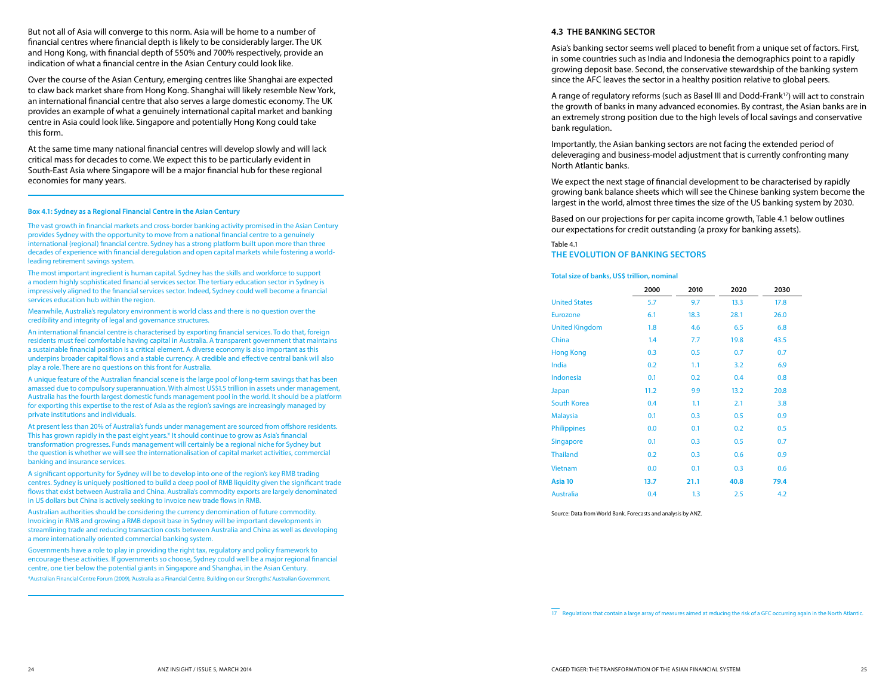But not all of Asia will converge to this norm. Asia will be home to a number of financial centres where financial depth is likely to be considerably larger. The UK and Hong Kong, with financial depth of 550% and 700% respectively, provide an indication of what a financial centre in the Asian Century could look like.

Over the course of the Asian Century, emerging centres like Shanghai are expected to claw back market share from Hong Kong. Shanghai will likely resemble New York, an international financial centre that also serves a large domestic economy. The UK provides an example of what a genuinely international capital market and banking centre in Asia could look like. Singapore and potentially Hong Kong could take this form.

At the same time many national financial centres will develop slowly and will lack critical mass for decades to come. We expect this to be particularly evident in South-East Asia where Singapore will be a major financial hub for these regional economies for many years.

---

**Box 4.1: Sydney as a Regional Financial Centre in the Asian Century**

The vast growth in financial markets and cross-border banking activity promised in the Asian Century provides Sydney with the opportunity to move from a national financial centre to a genuinely international (regional) financial centre. Sydney has a strong platform built upon more than three decades of experience with financial deregulation and open capital markets while fostering a world-leading retirement savings system.

The most important ingredient is human capital. Sydney has the skills and workforce to support a modern highly sophisticated financial services sector. The tertiary education sector in Sydney is impressively aligned to the financial services sector. Indeed, Sydney could well become a financial services education hub within the region.

Meanwhile, Australia's regulatory environment is world class and there is no question over the credibility and integrity of legal and governance structures.

An international financial centre is characterised by exporting financial services. To do that, foreign residents must feel comfortable having capital in Australia. A transparent government that maintains a sustainable financial position is a critical element. A diverse economy is also important as this underpins broader capital flows and a stable currency. A credible and effective central bank will also play a role. There are no questions on this front for Australia.

A unique feature of the Australian financial scene is the large pool of long-term savings that has been amassed due to compulsory superannuation. With almost US$1.5 trillion in assets under management, Australia has the fourth largest domestic funds management pool in the world. It should be a platform for exporting this expertise to the rest of Asia as the region's savings are increasingly managed by private institutions and individuals.

At present less than 20% of Australia's funds under management are sourced from offshore residents. This has grown rapidly in the past eight years.* It should continue to grow as Asia's financial transformation progresses. Funds management will certainly be a regional niche for Sydney but the question is whether we will see the internationalisation of capital market activities, commercial banking and insurance services.

A significant opportunity for Sydney will be to develop into one of the region's key RMB trading centres. Sydney is uniquely positioned to build a deep pool of RMB liquidity given the significant trade flows that exist between Australia and China. Australia's commodity exports are largely denominated in US dollars but China is actively seeking to invoice new trade flows in RMB.

Australian authorities should be considering the currency denomination of future commodity. Invoicing in RMB and growing a RMB deposit base in Sydney will be important developments in streamlining trade and reducing transaction costs between Australia and China as well as developing a more internationally oriented commercial banking system.

Governments have a role to play in providing the right tax, regulatory and policy framework to encourage these activities. If governments so choose, Sydney could well be a major regional financial centre, one tier below the potential giants in Singapore and Shanghai, in the Asian Century.

*Australian Financial Centre Forum (2009), 'Australia as a Financial Centre, Building on our Strengths.' Australian Government.

---

## 4.3 THE BANKING SECTOR

Asia's banking sector seems well placed to benefit from a unique set of factors. First, in some countries such as India and Indonesia the demographics point to a rapidly growing deposit base. Second, the conservative stewardship of the banking system since the AFC leaves the sector in a healthy position relative to global peers.

A range of regulatory reforms (such as Basel III and Dodd-Frank[17]) will act to constrain the growth of banks in many advanced economies. By contrast, the Asian banks are in an extremely strong position due to the high levels of local savings and conservative bank regulation.

Importantly, the Asian banking sectors are not facing the extended period of deleveraging and business-model adjustment that is currently confronting many North Atlantic banks.

We expect the next stage of financial development to be characterised by rapidly growing bank balance sheets which will see the Chinese banking system become the largest in the world, almost three times the size of the US banking system by 2030.

Based on our projections for per capita income growth, Table 4.1 below outlines our expectations for credit outstanding (a proxy for banking assets).

Table 4.1

**THE EVOLUTION OF BANKING SECTORS**

**Total size of banks, US$ trillion, nominal**

| | 2000 | 2010 | 2020 | 2030 |
|---|---|---|---|---|
| United States | 5.7 | 9.7 | 13.3 | 17.8 |
| Eurozone | 6.1 | 18.3 | 28.1 | 26.0 |
| United Kingdom | 1.8 | 4.6 | 6.5 | 6.8 |
| China | 1.4 | 7.7 | 19.8 | 43.5 |
| Hong Kong | 0.3 | 0.5 | 0.7 | 0.7 |
| India | 0.2 | 1.1 | 3.2 | 6.9 |
| Indonesia | 0.1 | 0.2 | 0.4 | 0.8 |
| Japan | 11.2 | 9.9 | 13.2 | 20.8 |
| South Korea | 0.4 | 1.1 | 2.1 | 3.8 |
| Malaysia | 0.1 | 0.3 | 0.5 | 0.9 |
| Philippines | 0.0 | 0.1 | 0.2 | 0.5 |
| Singapore | 0.1 | 0.3 | 0.5 | 0.7 |
| Thailand | 0.2 | 0.3 | 0.6 | 0.9 |
| Vietnam | 0.0 | 0.1 | 0.3 | 0.6 |
| **Asia 10** | **13.7** | **21.1** | **40.8** | **79.4** |
| Australia | 0.4 | 1.3 | 2.5 | 4.2 |

Source: Data from World Bank. Forecasts and analysis by ANZ.

[17] Regulations that contain a large array of measures aimed at reducing the risk of a GFC occurring again in the North Atlantic.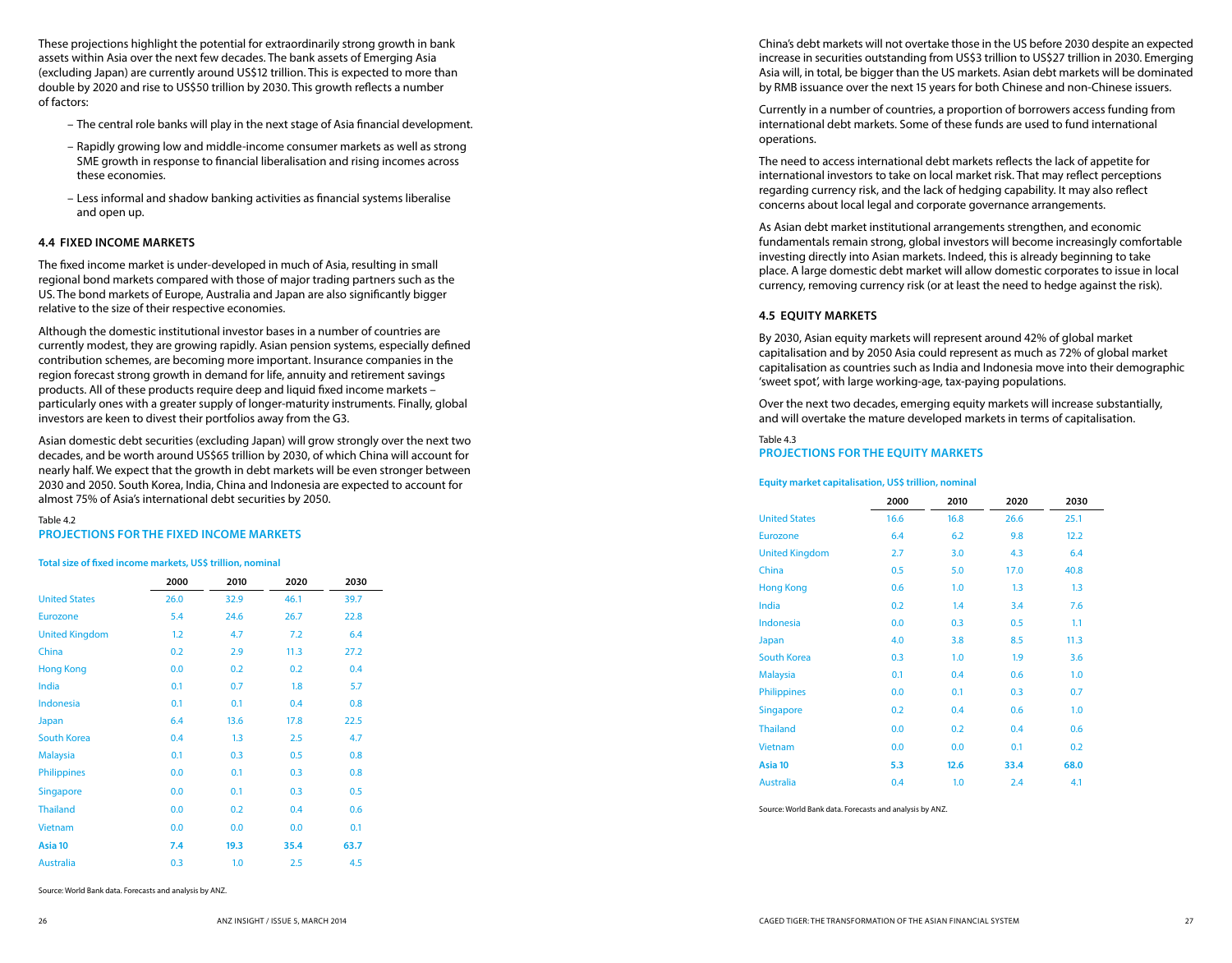These projections highlight the potential for extraordinarily strong growth in bank assets within Asia over the next few decades. The bank assets of Emerging Asia (excluding Japan) are currently around US$12 trillion. This is expected to more than double by 2020 and rise to US$50 trillion by 2030. This growth reflects a number of factors:

- The central role banks will play in the next stage of Asia financial development.
- Rapidly growing low and middle-income consumer markets as well as strong SME growth in response to financial liberalisation and rising incomes across these economies.
- Less informal and shadow banking activities as financial systems liberalise and open up.

### 4.4 FIXED INCOME MARKETS

The fixed income market is under-developed in much of Asia, resulting in small regional bond markets compared with those of major trading partners such as the US. The bond markets of Europe, Australia and Japan are also significantly bigger relative to the size of their respective economies.

Although the domestic institutional investor bases in a number of countries are currently modest, they are growing rapidly. Asian pension systems, especially defined contribution schemes, are becoming more important. Insurance companies in the region forecast strong growth in demand for life, annuity and retirement savings products. All of these products require deep and liquid fixed income markets – particularly ones with a greater supply of longer-maturity instruments. Finally, global investors are keen to divest their portfolios away from the G3.

Asian domestic debt securities (excluding Japan) will grow strongly over the next two decades, and be worth around US$65 trillion by 2030, of which China will account for nearly half. We expect that the growth in debt markets will be even stronger between 2030 and 2050. South Korea, India, China and Indonesia are expected to account for almost 75% of Asia's international debt securities by 2050.

Table 4.2

**PROJECTIONS FOR THE FIXED INCOME MARKETS**

**Total size of fixed income markets, US$ trillion, nominal**

| | 2000 | 2010 | 2020 | 2030 |
|---|---|---|---|---|
| United States | 26.0 | 32.9 | 46.1 | 39.7 |
| Eurozone | 5.4 | 24.6 | 26.7 | 22.8 |
| United Kingdom | 1.2 | 4.7 | 7.2 | 6.4 |
| China | 0.2 | 2.9 | 11.3 | 27.2 |
| Hong Kong | 0.0 | 0.2 | 0.2 | 0.4 |
| India | 0.1 | 0.7 | 1.8 | 5.7 |
| Indonesia | 0.1 | 0.1 | 0.4 | 0.8 |
| Japan | 6.4 | 13.6 | 17.8 | 22.5 |
| South Korea | 0.4 | 1.3 | 2.5 | 4.7 |
| Malaysia | 0.1 | 0.3 | 0.5 | 0.8 |
| Philippines | 0.0 | 0.1 | 0.3 | 0.8 |
| Singapore | 0.0 | 0.1 | 0.3 | 0.5 |
| Thailand | 0.0 | 0.2 | 0.4 | 0.6 |
| Vietnam | 0.0 | 0.0 | 0.0 | 0.1 |
| **Asia 10** | **7.4** | **19.3** | **35.4** | **63.7** |
| Australia | 0.3 | 1.0 | 2.5 | 4.5 |

Source: World Bank data. Forecasts and analysis by ANZ.

China's debt markets will not overtake those in the US before 2030 despite an expected increase in securities outstanding from US$3 trillion to US$27 trillion in 2030. Emerging Asia will, in total, be bigger than the US markets. Asian debt markets will be dominated by RMB issuance over the next 15 years for both Chinese and non-Chinese issuers.

Currently in a number of countries, a proportion of borrowers access funding from international debt markets. Some of these funds are used to fund international operations.

The need to access international debt markets reflects the lack of appetite for international investors to take on local market risk. That may reflect perceptions regarding currency risk, and the lack of hedging capability. It may also reflect concerns about local legal and corporate governance arrangements.

As Asian debt market institutional arrangements strengthen, and economic fundamentals remain strong, global investors will become increasingly comfortable investing directly into Asian markets. Indeed, this is already beginning to take place. A large domestic debt market will allow domestic corporates to issue in local currency, removing currency risk (or at least the need to hedge against the risk).

### 4.5 EQUITY MARKETS

By 2030, Asian equity markets will represent around 42% of global market capitalisation and by 2050 Asia could represent as much as 72% of global market capitalisation as countries such as India and Indonesia move into their demographic 'sweet spot', with large working-age, tax-paying populations.

Over the next two decades, emerging equity markets will increase substantially, and will overtake the mature developed markets in terms of capitalisation.

Table 4.3

**PROJECTIONS FOR THE EQUITY MARKETS**

**Equity market capitalisation, US$ trillion, nominal**

| | 2000 | 2010 | 2020 | 2030 |
|---|---|---|---|---|
| United States | 16.6 | 16.8 | 26.6 | 25.1 |
| Eurozone | 6.4 | 6.2 | 9.8 | 12.2 |
| United Kingdom | 2.7 | 3.0 | 4.3 | 6.4 |
| China | 0.5 | 5.0 | 17.0 | 40.8 |
| Hong Kong | 0.6 | 1.0 | 1.3 | 1.3 |
| India | 0.2 | 1.4 | 3.4 | 7.6 |
| Indonesia | 0.0 | 0.3 | 0.5 | 1.1 |
| Japan | 4.0 | 3.8 | 8.5 | 11.3 |
| South Korea | 0.3 | 1.0 | 1.9 | 3.6 |
| Malaysia | 0.1 | 0.4 | 0.6 | 1.0 |
| Philippines | 0.0 | 0.1 | 0.3 | 0.7 |
| Singapore | 0.2 | 0.4 | 0.6 | 1.0 |
| Thailand | 0.0 | 0.2 | 0.4 | 0.6 |
| Vietnam | 0.0 | 0.0 | 0.1 | 0.2 |
| **Asia 10** | **5.3** | **12.6** | **33.4** | **68.0** |
| Australia | 0.4 | 1.0 | 2.4 | 4.1 |

Source: World Bank data. Forecasts and analysis by ANZ.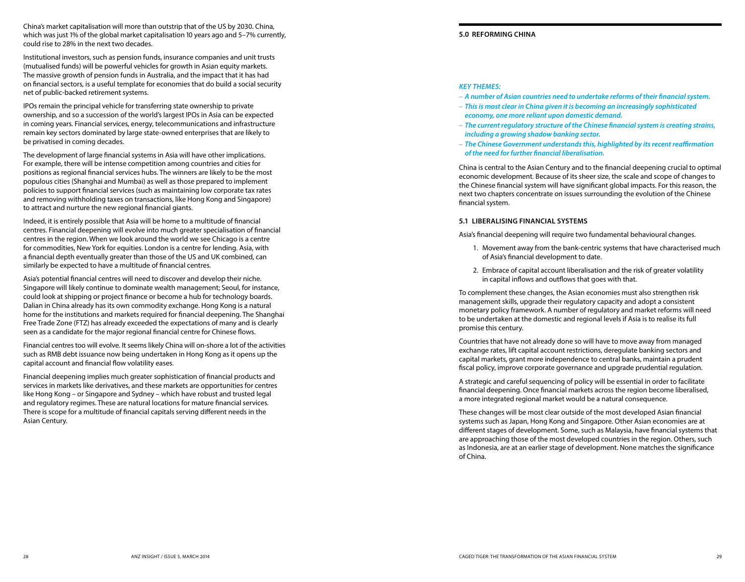China's market capitalisation will more than outstrip that of the US by 2030. China, which was just 1% of the global market capitalisation 10 years ago and 5–7% currently, could rise to 28% in the next two decades.

Institutional investors, such as pension funds, insurance companies and unit trusts (mutualised funds) will be powerful vehicles for growth in Asian equity markets. The massive growth of pension funds in Australia, and the impact that it has had on financial sectors, is a useful template for economies that do build a social security net of public-backed retirement systems.

IPOs remain the principal vehicle for transferring state ownership to private ownership, and so a succession of the world's largest IPOs in Asia can be expected in coming years. Financial services, energy, telecommunications and infrastructure remain key sectors dominated by large state-owned enterprises that are likely to be privatised in coming decades.

The development of large financial systems in Asia will have other implications. For example, there will be intense competition among countries and cities for positions as regional financial services hubs. The winners are likely to be the most populous cities (Shanghai and Mumbai) as well as those prepared to implement policies to support financial services (such as maintaining low corporate tax rates and removing withholding taxes on transactions, like Hong Kong and Singapore) to attract and nurture the new regional financial giants.

Indeed, it is entirely possible that Asia will be home to a multitude of financial centres. Financial deepening will evolve into much greater specialisation of financial centres in the region. When we look around the world we see Chicago is a centre for commodities, New York for equities. London is a centre for lending. Asia, with a financial depth eventually greater than those of the US and UK combined, can similarly be expected to have a multitude of financial centres.

Asia's potential financial centres will need to discover and develop their niche. Singapore will likely continue to dominate wealth management; Seoul, for instance, could look at shipping or project finance or become a hub for technology boards. Dalian in China already has its own commodity exchange. Hong Kong is a natural home for the institutions and markets required for financial deepening. The Shanghai Free Trade Zone (FTZ) has already exceeded the expectations of many and is clearly seen as a candidate for the major regional financial centre for Chinese flows.

Financial centres too will evolve. It seems likely China will on-shore a lot of the activities such as RMB debt issuance now being undertaken in Hong Kong as it opens up the capital account and financial flow volatility eases.

Financial deepening implies much greater sophistication of financial products and services in markets like derivatives, and these markets are opportunities for centres like Hong Kong – or Singapore and Sydney – which have robust and trusted legal and regulatory regimes. These are natural locations for mature financial services. There is scope for a multitude of financial capitals serving different needs in the Asian Century.

## 5.0 REFORMING CHINA

*KEY THEMES:*

- ***A number of Asian countries need to undertake reforms of their financial system.***
- ***This is most clear in China given it is becoming an increasingly sophisticated economy, one more reliant upon domestic demand.***
- ***The current regulatory structure of the Chinese financial system is creating strains, including a growing shadow banking sector.***
- ***The Chinese Government understands this, highlighted by its recent reaffirmation of the need for further financial liberalisation.***

China is central to the Asian Century and to the financial deepening crucial to optimal economic development. Because of its sheer size, the scale and scope of changes to the Chinese financial system will have significant global impacts. For this reason, the next two chapters concentrate on issues surrounding the evolution of the Chinese financial system.

### 5.1 LIBERALISING FINANCIAL SYSTEMS

Asia's financial deepening will require two fundamental behavioural changes.

1. Movement away from the bank-centric systems that have characterised much of Asia's financial development to date.
2. Embrace of capital account liberalisation and the risk of greater volatility in capital inflows and outflows that goes with that.

To complement these changes, the Asian economies must also strengthen risk management skills, upgrade their regulatory capacity and adopt a consistent monetary policy framework. A number of regulatory and market reforms will need to be undertaken at the domestic and regional levels if Asia is to realise its full promise this century.

Countries that have not already done so will have to move away from managed exchange rates, lift capital account restrictions, deregulate banking sectors and capital markets, grant more independence to central banks, maintain a prudent fiscal policy, improve corporate governance and upgrade prudential regulation.

A strategic and careful sequencing of policy will be essential in order to facilitate financial deepening. Once financial markets across the region become liberalised, a more integrated regional market would be a natural consequence.

These changes will be most clear outside of the most developed Asian financial systems such as Japan, Hong Kong and Singapore. Other Asian economies are at different stages of development. Some, such as Malaysia, have financial systems that are approaching those of the most developed countries in the region. Others, such as Indonesia, are at an earlier stage of development. None matches the significance of China.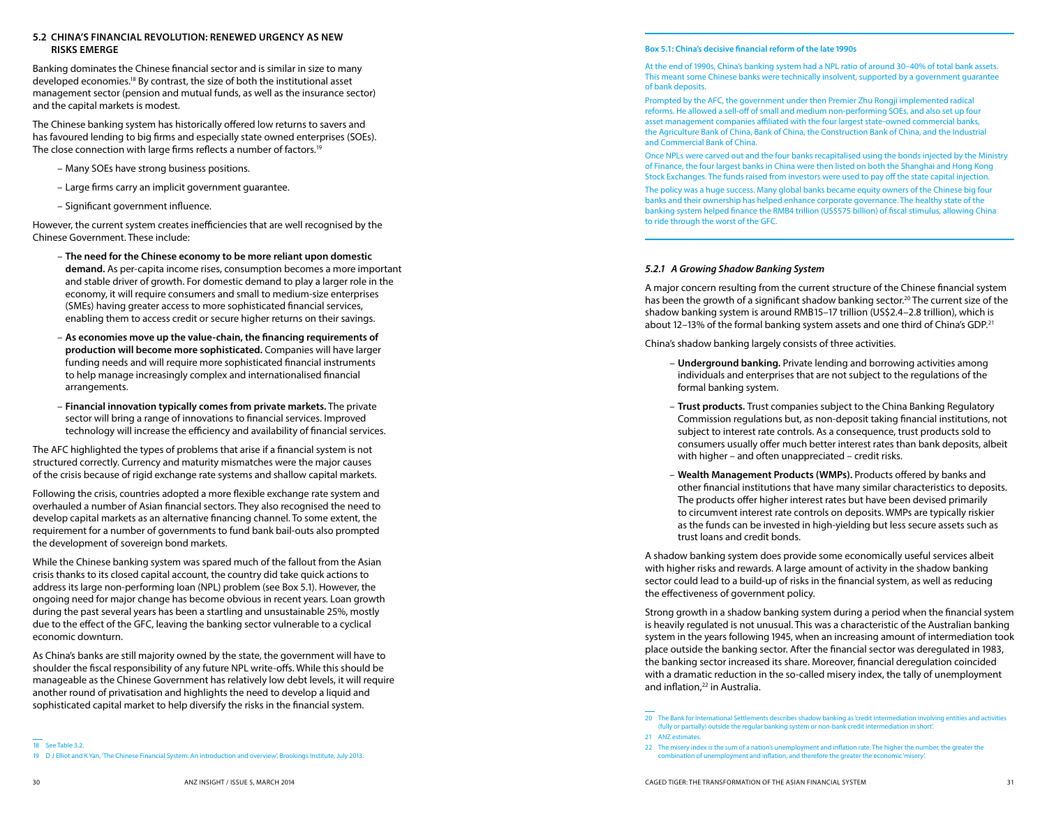## 5.2 CHINA'S FINANCIAL REVOLUTION: RENEWED URGENCY AS NEW RISKS EMERGE

Banking dominates the Chinese financial sector and is similar in size to many developed economies.[18] By contrast, the size of both the institutional asset management sector (pension and mutual funds, as well as the insurance sector) and the capital markets is modest.

The Chinese banking system has historically offered low returns to savers and has favoured lending to big firms and especially state owned enterprises (SOEs). The close connection with large firms reflects a number of factors.[19]

- Many SOEs have strong business positions.
- Large firms carry an implicit government guarantee.
- Significant government influence.

However, the current system creates inefficiencies that are well recognised by the Chinese Government. These include:

- **The need for the Chinese economy to be more reliant upon domestic demand.** As per-capita income rises, consumption becomes a more important and stable driver of growth. For domestic demand to play a larger role in the economy, it will require consumers and small to medium-size enterprises (SMEs) having greater access to more sophisticated financial services, enabling them to access credit or secure higher returns on their savings.
- **As economies move up the value-chain, the financing requirements of production will become more sophisticated.** Companies will have larger funding needs and will require more sophisticated financial instruments to help manage increasingly complex and internationalised financial arrangements.
- **Financial innovation typically comes from private markets.** The private sector will bring a range of innovations to financial services. Improved technology will increase the efficiency and availability of financial services.

The AFC highlighted the types of problems that arise if a financial system is not structured correctly. Currency and maturity mismatches were the major causes of the crisis because of rigid exchange rate systems and shallow capital markets.

Following the crisis, countries adopted a more flexible exchange rate system and overhauled a number of Asian financial sectors. They also recognised the need to develop capital markets as an alternative financing channel. To some extent, the requirement for a number of governments to fund bank bail-outs also prompted the development of sovereign bond markets.

While the Chinese banking system was spared much of the fallout from the Asian crisis thanks to its closed capital account, the country did take quick actions to address its large non-performing loan (NPL) problem (see Box 5.1). However, the ongoing need for major change has become obvious in recent years. Loan growth during the past several years has been a startling and unsustainable 25%, mostly due to the effect of the GFC, leaving the banking sector vulnerable to a cyclical economic downturn.

As China's banks are still majority owned by the state, the government will have to shoulder the fiscal responsibility of any future NPL write-offs. While this should be manageable as the Chinese Government has relatively low debt levels, it will require another round of privatisation and highlights the need to develop a liquid and sophisticated capital market to help diversify the risks in the financial system.

18 See Table 3.2.

19 D J Elliot and K Yan, 'The Chinese Financial System: An introduction and overview', Brookings Institute, July 2013.

**Box 5.1: China's decisive financial reform of the late 1990s**

At the end of 1990s, China's banking system had a NPL ratio of around 30–40% of total bank assets. This meant some Chinese banks were technically insolvent, supported by a government guarantee of bank deposits.

Prompted by the AFC, the government under then Premier Zhu Rongji implemented radical reforms. He allowed a sell-off of small and medium non-performing SOEs, and also set up four asset management companies affiliated with the four largest state-owned commercial banks, the Agriculture Bank of China, Bank of China, the Construction Bank of China, and the Industrial and Commercial Bank of China.

Once NPLs were carved out and the four banks recapitalised using the bonds injected by the Ministry of Finance, the four largest banks in China were then listed on both the Shanghai and Hong Kong Stock Exchanges. The funds raised from investors were used to pay off the state capital injection.

The policy was a huge success. Many global banks became equity owners of the Chinese big four banks and their ownership has helped enhance corporate governance. The healthy state of the banking system helped finance the RMB4 trillion (US$575 billion) of fiscal stimulus, allowing China to ride through the worst of the GFC.

### *5.2.1 A Growing Shadow Banking System*

A major concern resulting from the current structure of the Chinese financial system has been the growth of a significant shadow banking sector.[20] The current size of the shadow banking system is around RMB15–17 trillion (US$2.4–2.8 trillion), which is about 12–13% of the formal banking system assets and one third of China's GDP.[21]

China's shadow banking largely consists of three activities.

- **Underground banking.** Private lending and borrowing activities among individuals and enterprises that are not subject to the regulations of the formal banking system.
- **Trust products.** Trust companies subject to the China Banking Regulatory Commission regulations but, as non-deposit taking financial institutions, not subject to interest rate controls. As a consequence, trust products sold to consumers usually offer much better interest rates than bank deposits, albeit with higher – and often unappreciated – credit risks.
- **Wealth Management Products (WMPs).** Products offered by banks and other financial institutions that have many similar characteristics to deposits. The products offer higher interest rates but have been devised primarily to circumvent interest rate controls on deposits. WMPs are typically riskier as the funds can be invested in high-yielding but less secure assets such as trust loans and credit bonds.

A shadow banking system does provide some economically useful services albeit with higher risks and rewards. A large amount of activity in the shadow banking sector could lead to a build-up of risks in the financial system, as well as reducing the effectiveness of government policy.

Strong growth in a shadow banking system during a period when the financial system is heavily regulated is not unusual. This was a characteristic of the Australian banking system in the years following 1945, when an increasing amount of intermediation took place outside the banking sector. After the financial sector was deregulated in 1983, the banking sector increased its share. Moreover, financial deregulation coincided with a dramatic reduction in the so-called misery index, the tally of unemployment and inflation,[22] in Australia.

20 The Bank for International Settlements describes shadow banking as 'credit intermediation involving entities and activities (fully or partially) outside the regular banking system or non-bank credit intermediation in short'.

21 ANZ estimates.

22 The misery index is the sum of a nation's unemployment and inflation rate. The higher the number, the greater the combination of unemployment and inflation, and therefore the greater the economic 'misery'.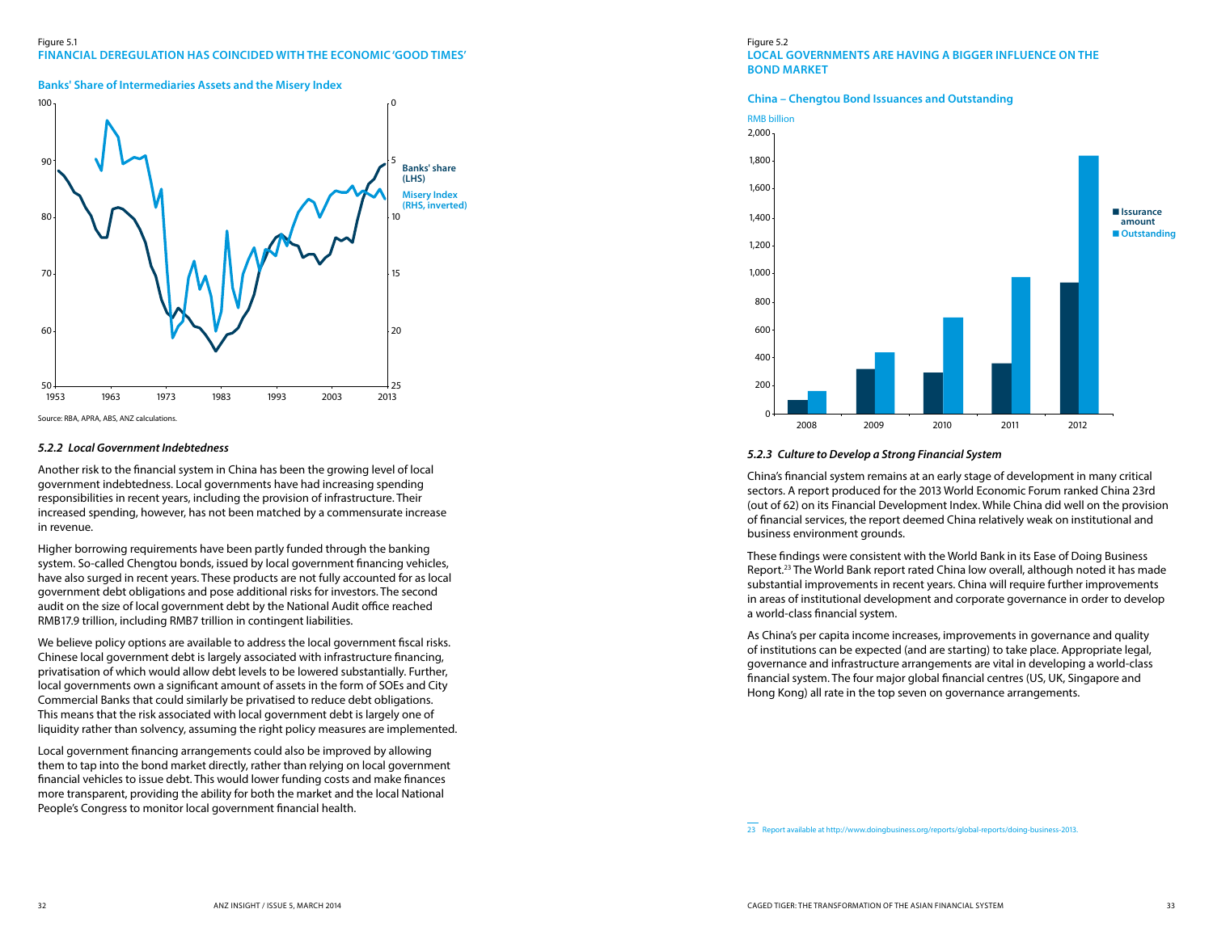Figure 5.1
**FINANCIAL DEREGULATION HAS COINCIDED WITH THE ECONOMIC 'GOOD TIMES'**

**Banks' Share of Intermediaries Assets and the Misery Index**

Source: RBA, APRA, ABS, ANZ calculations.

### *5.2.2 Local Government Indebtedness*

Another risk to the financial system in China has been the growing level of local government indebtedness. Local governments have had increasing spending responsibilities in recent years, including the provision of infrastructure. Their increased spending, however, has not been matched by a commensurate increase in revenue.

Higher borrowing requirements have been partly funded through the banking system. So-called Chengtou bonds, issued by local government financing vehicles, have also surged in recent years. These products are not fully accounted for as local government debt obligations and pose additional risks for investors. The second audit on the size of local government debt by the National Audit office reached RMB17.9 trillion, including RMB7 trillion in contingent liabilities.

We believe policy options are available to address the local government fiscal risks. Chinese local government debt is largely associated with infrastructure financing, privatisation of which would allow debt levels to be lowered substantially. Further, local governments own a significant amount of assets in the form of SOEs and City Commercial Banks that could similarly be privatised to reduce debt obligations. This means that the risk associated with local government debt is largely one of liquidity rather than solvency, assuming the right policy measures are implemented.

Local government financing arrangements could also be improved by allowing them to tap into the bond market directly, rather than relying on local government financial vehicles to issue debt. This would lower funding costs and make finances more transparent, providing the ability for both the market and the local National People's Congress to monitor local government financial health.

Figure 5.2
**LOCAL GOVERNMENTS ARE HAVING A BIGGER INFLUENCE ON THE BOND MARKET**

**China – Chengtou Bond Issuances and Outstanding**

### *5.2.3 Culture to Develop a Strong Financial System*

China's financial system remains at an early stage of development in many critical sectors. A report produced for the 2013 World Economic Forum ranked China 23rd (out of 62) on its Financial Development Index. While China did well on the provision of financial services, the report deemed China relatively weak on institutional and business environment grounds.

These findings were consistent with the World Bank in its Ease of Doing Business Report.[23] The World Bank report rated China low overall, although noted it has made substantial improvements in recent years. China will require further improvements in areas of institutional development and corporate governance in order to develop a world-class financial system.

As China's per capita income increases, improvements in governance and quality of institutions can be expected (and are starting) to take place. Appropriate legal, governance and infrastructure arrangements are vital in developing a world-class financial system. The four major global financial centres (US, UK, Singapore and Hong Kong) all rate in the top seven on governance arrangements.

23 Report available at http://www.doingbusiness.org/reports/global-reports/doing-business-2013.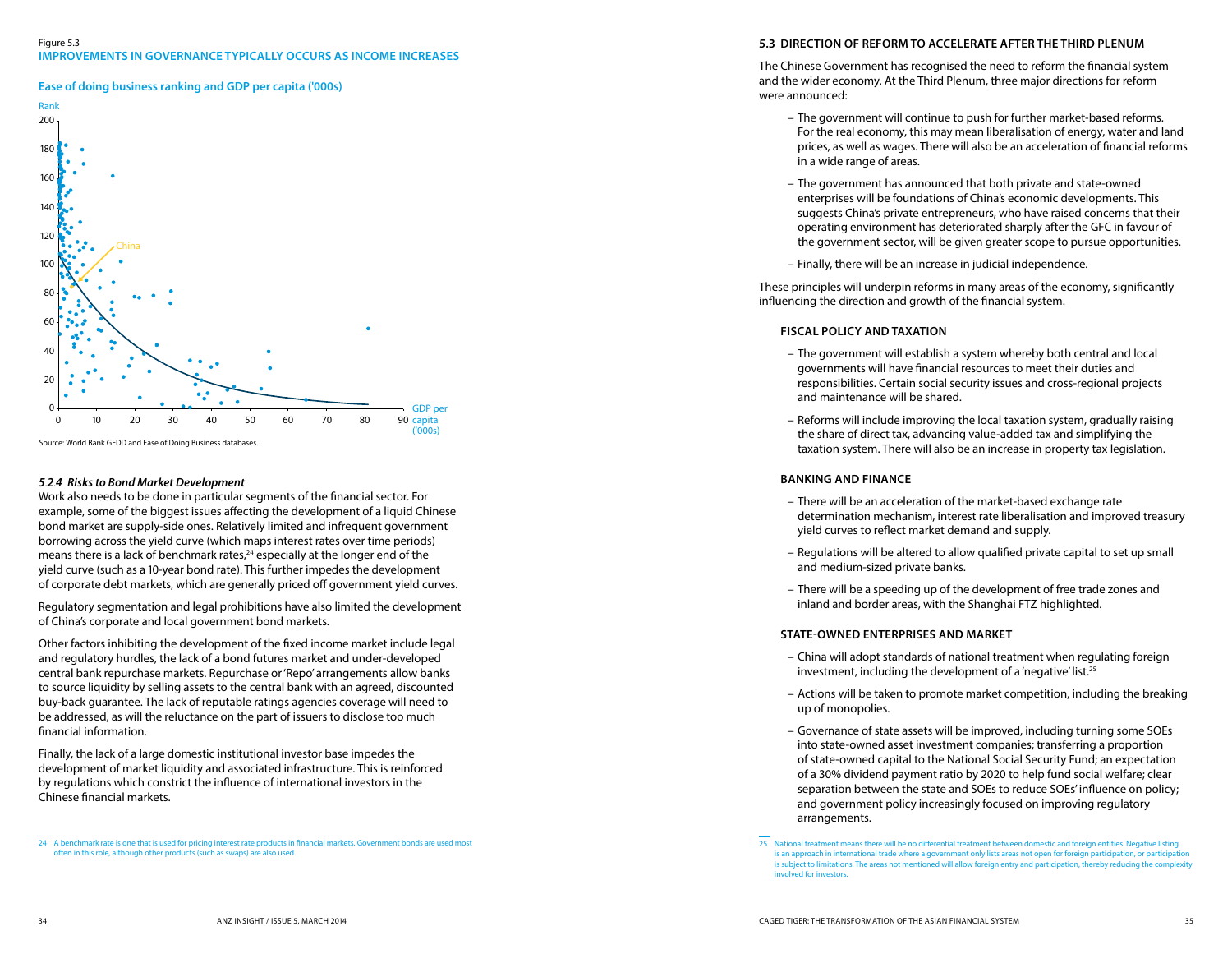Figure 5.3
**IMPROVEMENTS IN GOVERNANCE TYPICALLY OCCURS AS INCOME INCREASES**

**Ease of doing business ranking and GDP per capita ('000s)**

Source: World Bank GFDD and Ease of Doing Business databases.

### *5.2.4 Risks to Bond Market Development*

Work also needs to be done in particular segments of the financial sector. For example, some of the biggest issues affecting the development of a liquid Chinese bond market are supply-side ones. Relatively limited and infrequent government borrowing across the yield curve (which maps interest rates over time periods) means there is a lack of benchmark rates,[24] especially at the longer end of the yield curve (such as a 10-year bond rate). This further impedes the development of corporate debt markets, which are generally priced off government yield curves.

Regulatory segmentation and legal prohibitions have also limited the development of China's corporate and local government bond markets.

Other factors inhibiting the development of the fixed income market include legal and regulatory hurdles, the lack of a bond futures market and under-developed central bank repurchase markets. Repurchase or 'Repo' arrangements allow banks to source liquidity by selling assets to the central bank with an agreed, discounted buy-back guarantee. The lack of reputable ratings agencies coverage will need to be addressed, as will the reluctance on the part of issuers to disclose too much financial information.

Finally, the lack of a large domestic institutional investor base impedes the development of market liquidity and associated infrastructure. This is reinforced by regulations which constrain the influence of international investors in the Chinese financial markets.

[24] A benchmark rate is one that is used for pricing interest rate products in financial markets. Government bonds are used most often in this role, although other products (such as swaps) are also used.

## 5.3 DIRECTION OF REFORM TO ACCELERATE AFTER THE THIRD PLENUM

The Chinese Government has recognised the need to reform the financial system and the wider economy. At the Third Plenum, three major directions for reform were announced:

- The government will continue to push for further market-based reforms. For the real economy, this may mean liberalisation of energy, water and land prices, as well as wages. There will also be an acceleration of financial reforms in a wide range of areas.
- The government has announced that both private and state-owned enterprises will be foundations of China's economic developments. This suggests China's private entrepreneurs, who have raised concerns that their operating environment has deteriorated sharply after the GFC in favour of the government sector, will be given greater scope to pursue opportunities.
- Finally, there will be an increase in judicial independence.

These principles will underpin reforms in many areas of the economy, significantly influencing the direction and growth of the financial system.

### FISCAL POLICY AND TAXATION

- The government will establish a system whereby both central and local governments will have financial resources to meet their duties and responsibilities. Certain social security issues and cross-regional projects and maintenance will be shared.
- Reforms will include improving the local taxation system, gradually raising the share of direct tax, advancing value-added tax and simplifying the taxation system. There will also be an increase in property tax legislation.

### BANKING AND FINANCE

- There will be an acceleration of the market-based exchange rate determination mechanism, interest rate liberalisation and improved treasury yield curves to reflect market demand and supply.
- Regulations will be altered to allow qualified private capital to set up small and medium-sized private banks.
- There will be a speeding up of the development of free trade zones and inland and border areas, with the Shanghai FTZ highlighted.

### STATE-OWNED ENTERPRISES AND MARKET

- China will adopt standards of national treatment when regulating foreign investment, including the development of a 'negative' list.[25]
- Actions will be taken to promote market competition, including the breaking up of monopolies.
- Governance of state assets will be improved, including turning some SOEs into state-owned asset investment companies; transferring a proportion of state-owned capital to the National Social Security Fund; an expectation of a 30% dividend payment ratio by 2020 to help fund social welfare; clear separation between the state and SOEs to reduce SOEs' influence on policy; and government policy increasingly focused on improving regulatory arrangements.

[25] National treatment means there will be no differential treatment between domestic and foreign entities. Negative listing is an approach in international trade where a government only lists areas not open for foreign participation, or participation is subject to limitations. The areas not mentioned will allow foreign entry and participation, thereby reducing the complexity involved for investors.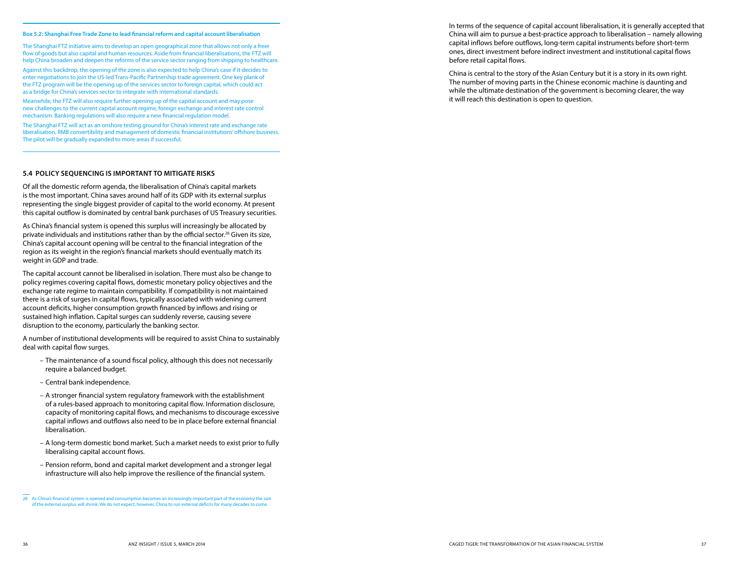**Box 5.2: Shanghai Free Trade Zone to lead financial reform and capital account liberalisation**

The Shanghai FTZ initiative aims to develop an open geographical zone that allows not only a freer flow of goods but also capital and human resources. Aside from financial liberalisations, the FTZ will help China broaden and deepen the reforms of the service sector ranging from shipping to healthcare.

Against this backdrop, the opening of the zone is also expected to help China's case if it decides to enter negotiations to join the US-led Trans-Pacific Partnership trade agreement. One key plank of the FTZ program will be the opening up of the services sector to foreign capital, which could act as a bridge for China's services sector to integrate with international standards.

Meanwhile, the FTZ will also require further opening up of the capital account and may pose new challenges to the current capital account regime, foreign exchange and interest rate control mechanism. Banking regulations will also require a new financial regulation model.

The Shanghai FTZ will act as an onshore testing ground for China's interest rate and exchange rate liberalisation, RMB convertibility and management of domestic financial institutions' offshore business. The pilot will be gradually expanded to more areas if successful.

### 5.4 POLICY SEQUENCING IS IMPORTANT TO MITIGATE RISKS

Of all the domestic reform agenda, the liberalisation of China's capital markets is the most important. China saves around half of its GDP with its external surplus representing the single biggest provider of capital to the world economy. At present this capital outflow is dominated by central bank purchases of US Treasury securities.

As China's financial system is opened this surplus will increasingly be allocated by private individuals and institutions rather than by the official sector.[26] Given its size, China's capital account opening will be central to the financial integration of the region as its weight in the region's financial markets should eventually match its weight in GDP and trade.

The capital account cannot be liberalised in isolation. There must also be change to policy regimes covering capital flows, domestic monetary policy objectives and the exchange rate regime to maintain compatibility. If compatibility is not maintained there is a risk of surges in capital flows, typically associated with widening current account deficits, higher consumption growth financed by inflows and rising or sustained high inflation. Capital surges can suddenly reverse, causing severe disruption to the economy, particularly the banking sector.

A number of institutional developments will be required to assist China to sustainably deal with capital flow surges.

- The maintenance of a sound fiscal policy, although this does not necessarily require a balanced budget.
- Central bank independence.
- A stronger financial system regulatory framework with the establishment of a rules-based approach to monitoring capital flow. Information disclosure, capacity of monitoring capital flows, and mechanisms to discourage excessive capital inflows and outflows also need to be in place before external financial liberalisation.
- A long-term domestic bond market. Such a market needs to exist prior to fully liberalising capital account flows.
- Pension reform, bond and capital market development and a stronger legal infrastructure will also help improve the resilience of the financial system.

In terms of the sequence of capital account liberalisation, it is generally accepted that China will aim to pursue a best-practice approach to liberalisation – namely allowing capital inflows before outflows, long-term capital instruments before short-term ones, direct investment before indirect investment and institutional capital flows before retail capital flows.

China is central to the story of the Asian Century but it is a story in its own right. The number of moving parts in the Chinese economic machine is daunting and while the ultimate destination of the government is becoming clearer, the way it will reach this destination is open to question.

---

26 As China's financial system is opened and consumption becomes an increasingly important part of the economy the size of the external surplus will shrink. We do not expect, however, China to run external deficits for many decades to come.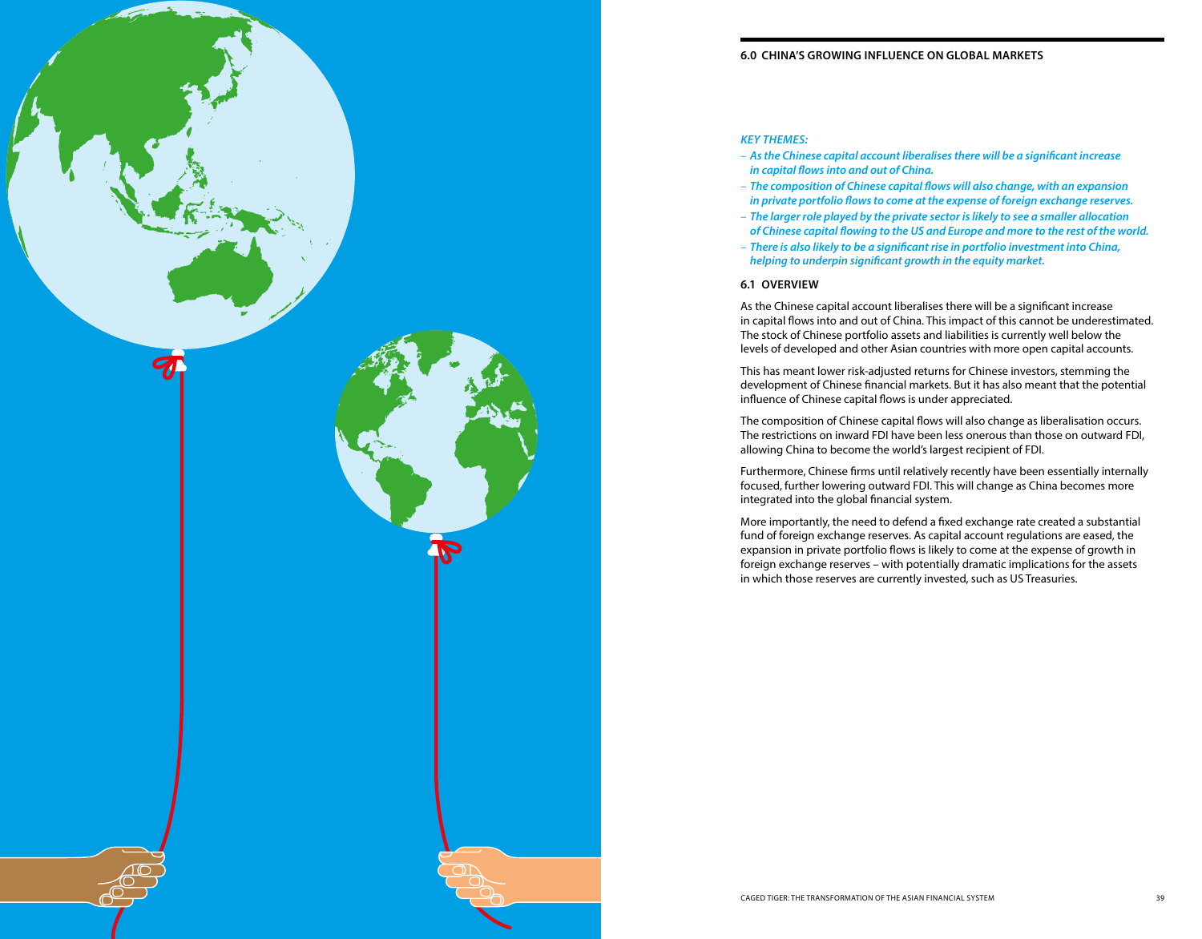## 6.0 CHINA'S GROWING INFLUENCE ON GLOBAL MARKETS

***KEY THEMES:***

- *As the Chinese capital account liberalises there will be a significant increase in capital flows into and out of China.*
- *The composition of Chinese capital flows will also change, with an expansion in private portfolio flows to come at the expense of foreign exchange reserves.*
- *The larger role played by the private sector is likely to see a smaller allocation of Chinese capital flowing to the US and Europe and more to the rest of the world.*
- *There is also likely to be a significant rise in portfolio investment into China, helping to underpin significant growth in the equity market.*

### 6.1 OVERVIEW

As the Chinese capital account liberalises there will be a significant increase in capital flows into and out of China. This impact of this cannot be underestimated. The stock of Chinese portfolio assets and liabilities is currently well below the levels of developed and other Asian countries with more open capital accounts.

This has meant lower risk-adjusted returns for Chinese investors, stemming the development of Chinese financial markets. But it has also meant that the potential influence of Chinese capital flows is under appreciated.

The composition of Chinese capital flows will also change as liberalisation occurs. The restrictions on inward FDI have been less onerous than those on outward FDI, allowing China to become the world's largest recipient of FDI.

Furthermore, Chinese firms until relatively recently have been essentially internally focused, further lowering outward FDI. This will change as China becomes more integrated into the global financial system.

More importantly, the need to defend a fixed exchange rate created a substantial fund of foreign exchange reserves. As capital account regulations are eased, the expansion in private portfolio flows is likely to come at the expense of growth in foreign exchange reserves – with potentially dramatic implications for the assets in which those reserves are currently invested, such as US Treasuries.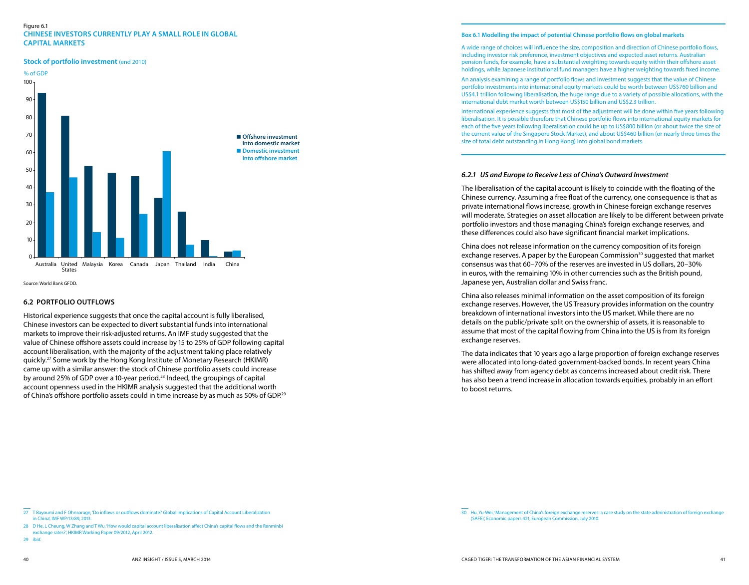Figure 6.1

**CHINESE INVESTORS CURRENTLY PLAY A SMALL ROLE IN GLOBAL CAPITAL MARKETS**

**Stock of portfolio investment** (end 2010)

% of GDP

| Country | Offshore investment into domestic market | Domestic investment into offshore market |
|---|---|---|
| Australia | 94 | 37 |
| United States | 81 | 46 |
| Malaysia | 52 | 14 |
| Korea | 48 | 11 |
| Canada | 46 | 25 |
| Japan | 34 | 61 |
| Thailand | 26 | 7 |
| India | 10 | 1 |
| China | 3 | 4 |

Source: World Bank GFDD.

## 6.2 PORTFOLIO OUTFLOWS

Historical experience suggests that once the capital account is fully liberalised, Chinese investors can be expected to divert substantial funds into international markets to improve their risk-adjusted returns. An IMF study suggested that the value of Chinese offshore assets could increase by 15 to 25% of GDP following capital account liberalisation, with the majority of the adjustment taking place relatively quickly.[27] Some work by the Hong Kong Institute of Monetary Research (HKIMR) came up with a similar answer: the stock of Chinese portfolio assets could increase by around 25% of GDP over a 10-year period.[28] Indeed, the groupings of capital account openness used in the HKIMR analysis suggested that the additional worth of China's offshore portfolio assets could in time increase by as much as 50% of GDP.[29]

**Box 6.1 Modelling the impact of potential Chinese portfolio flows on global markets**

A wide range of choices will influence the size, composition and direction of Chinese portfolio flows, including investor risk preference, investment objectives and expected asset returns. Australian pension funds, for example, have a substantial weighting towards equity within their offshore asset holdings, while Japanese institutional fund managers have a higher weighting towards fixed income.

An analysis examining a range of portfolio flows and investment suggests that the value of Chinese portfolio investments into international equity markets could be worth between US$760 billion and US$4.1 trillion following liberalisation, the huge range due to a variety of possible allocations, with the international debt market worth between US$150 billion and US$2.3 trillion.

International experience suggests that most of the adjustment will be done within five years following liberalisation. It is possible therefore that Chinese portfolio flows into international equity markets for each of the five years following liberalisation could be up to US$800 billion (or about twice the size of the current value of the Singapore Stock Market), and about US$460 billion (or nearly three times the size of total debt outstanding in Hong Kong) into global bond markets.

### *6.2.1 US and Europe to Receive Less of China's Outward Investment*

The liberalisation of the capital account is likely to coincide with the floating of the Chinese currency. Assuming a free float of the currency, one consequence is that as private international flows increase, growth in Chinese foreign exchange reserves will moderate. Strategies on asset allocation are likely to be different between private portfolio investors and those managing China's foreign exchange reserves, and these differences could also have significant financial market implications.

China does not release information on the currency composition of its foreign exchange reserves. A paper by the European Commission[30] suggested that market consensus was that 60–70% of the reserves are invested in US dollars, 20–30% in euros, with the remaining 10% in other currencies such as the British pound, Japanese yen, Australian dollar and Swiss franc.

China also releases minimal information on the asset composition of its foreign exchange reserves. However, the US Treasury provides information on the country breakdown of international investors into the US market. While there are no details on the public/private split on the ownership of assets, it is reasonable to assume that most of the capital flowing from China into the US is from its foreign exchange reserves.

The data indicates that 10 years ago a large proportion of foreign exchange reserves were allocated into long-dated government-backed bonds. In recent years China has shifted away from agency debt as concerns increased about credit risk. There has also been a trend increase in allocation towards equities, probably in an effort to boost returns.

---

27 T Bayoumi and F Ohnsorage, 'Do inflows or outflows dominate? Global implications of Capital Account Liberalization in China', IMF WP/13/89, 2013.

28 D He, L Cheung, W Zhang and T Wu, 'How would capital account liberalisation affect China's capital flows and the Renminbi exchange rates?', HKIMR Working Paper 09/2012, April 2012.

29 *ibid*.

30 Hu, Yu-Wei, 'Management of China's foreign exchange reserves: a case study on the state administration of foreign exchange (SAFE)', Economic papers 421, European Commission, July 2010.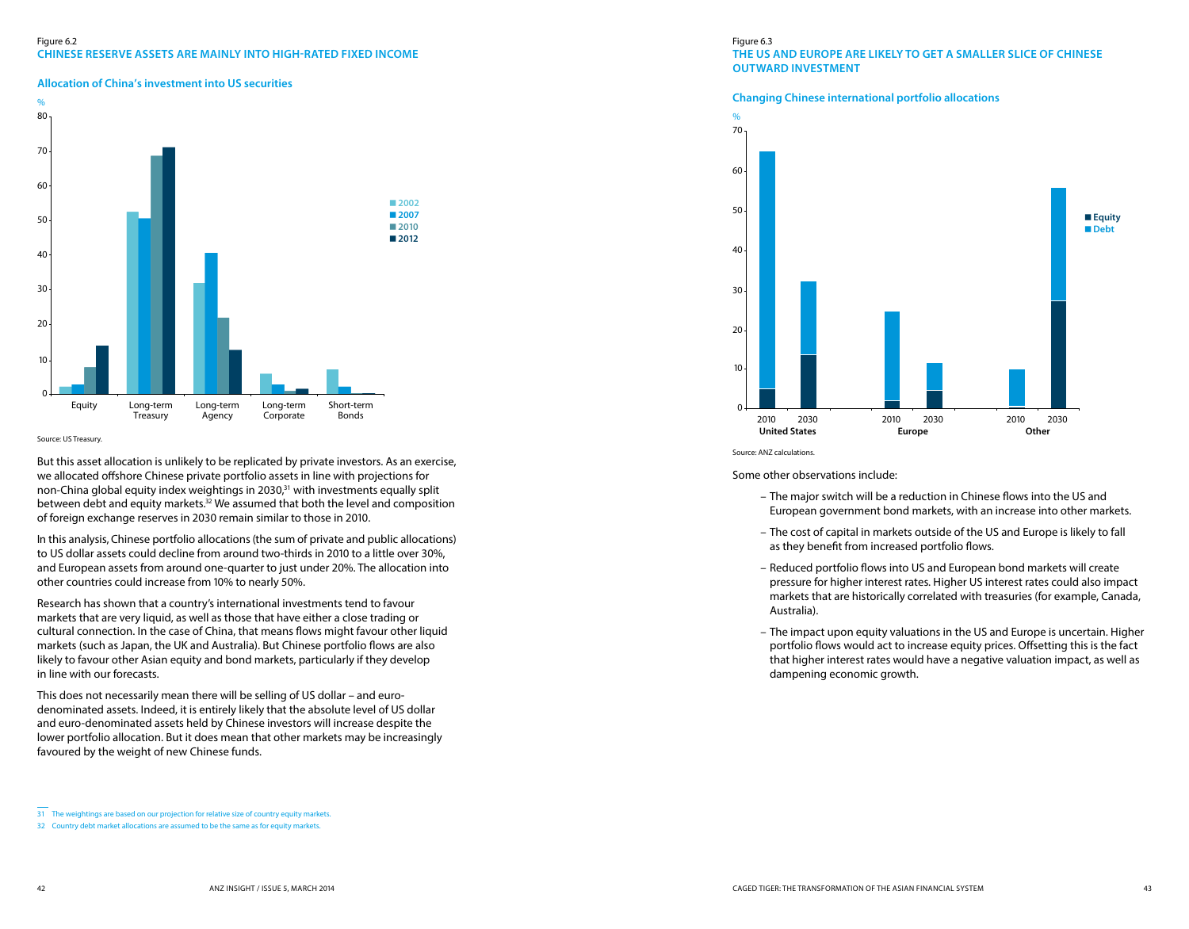Figure 6.2
**CHINESE RESERVE ASSETS ARE MAINLY INTO HIGH-RATED FIXED INCOME**

**Allocation of China's investment into US securities**

Source: US Treasury.

But this asset allocation is unlikely to be replicated by private investors. As an exercise, we allocated offshore Chinese private portfolio assets in line with projections for non-China global equity index weightings in 2030,[31] with investments equally split between debt and equity markets.[32] We assumed that both the level and composition of foreign exchange reserves in 2030 remain similar to those in 2010.

In this analysis, Chinese portfolio allocations (the sum of private and public allocations) to US dollar assets could decline from around two-thirds in 2010 to a little over 30%, and European assets from around one-quarter to just under 20%. The allocation into other countries could increase from 10% to nearly 50%.

Research has shown that a country's international investments tend to favour markets that are very liquid, as well as those that have either a close trading or cultural connection. In the case of China, that means flows might favour other liquid markets (such as Japan, the UK and Australia). But Chinese portfolio flows are also likely to favour other Asian equity and bond markets, particularly if they develop in line with our forecasts.

This does not necessarily mean there will be selling of US dollar – and euro-denominated assets. Indeed, it is entirely likely that the absolute level of US dollar and euro-denominated assets held by Chinese investors will increase despite the lower portfolio allocation. But it does mean that other markets may be increasingly favoured by the weight of new Chinese funds.

---

31 The weightings are based on our projection for relative size of country equity markets.

32 Country debt market allocations are assumed to be the same as for equity markets.

Figure 6.3
**THE US AND EUROPE ARE LIKELY TO GET A SMALLER SLICE OF CHINESE OUTWARD INVESTMENT**

**Changing Chinese international portfolio allocations**

Source: ANZ calculations.

Some other observations include:

- The major switch will be a reduction in Chinese flows into the US and European government bond markets, with an increase into other markets.
- The cost of capital in markets outside of the US and Europe is likely to fall as they benefit from increased portfolio flows.
- Reduced portfolio flows into US and European bond markets will create pressure for higher interest rates. Higher US interest rates could also impact markets that are historically correlated with treasuries (for example, Canada, Australia).
- The impact upon equity valuations in the US and Europe is uncertain. Higher portfolio flows would act to increase equity prices. Offsetting this is the fact that higher interest rates would have a negative valuation impact, as well as dampening economic growth.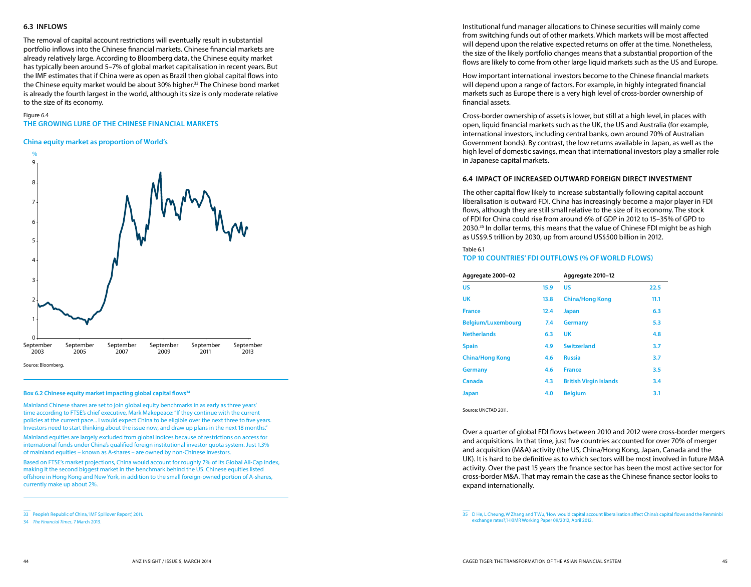### 6.3 INFLOWS

The removal of capital account restrictions will eventually result in substantial portfolio inflows into the Chinese financial markets. Chinese financial markets are already relatively large. According to Bloomberg data, the Chinese equity market has typically been around 5–7% of global market capitalisation in recent years. But the IMF estimates that if China were as open as Brazil then global capital flows into the Chinese equity market would be about 30% higher.[33] The Chinese bond market is already the fourth largest in the world, although its size is only moderate relative to the size of its economy.

Figure 6.4

**THE GROWING LURE OF THE CHINESE FINANCIAL MARKETS**

**China equity market as proportion of World's**

Source: Bloomberg.

**Box 6.2 Chinese equity market impacting global capital flows[34]**

Mainland Chinese shares are set to join global equity benchmarks in as early as three years' time according to FTSE's chief executive, Mark Makepeace: "If they continue with the current policies at the current pace... I would expect China to be eligible over the next three to five years. Investors need to start thinking about the issue now, and draw up plans in the next 18 months."

Mainland equities are largely excluded from global indices because of restrictions on access for international funds under China's qualified foreign institutional investor quota system. Just 1.3% of mainland equities – known as A-shares – are owned by non-Chinese investors.

Based on FTSE's market projections, China would account for roughly 7% of its Global All-Cap index, making it the second biggest market in the benchmark behind the US. Chinese equities listed offshore in Hong Kong and New York, in addition to the small foreign-owned portion of A-shares, currently make up about 2%.

33 People's Republic of China, 'IMF Spillover Report', 2011.

34 *The Financial Times*, 7 March 2013.

Institutional fund manager allocations to Chinese securities will mainly come from switching funds out of other markets. Which markets will be most affected will depend upon the relative expected returns on offer at the time. Nonetheless, the size of the likely portfolio changes means that a substantial proportion of the flows are likely to come from other large liquid markets such as the US and Europe.

How important international investors become to the Chinese financial markets will depend upon a range of factors. For example, in highly integrated financial markets such as Europe there is a very high level of cross-border ownership of financial assets.

Cross-border ownership of assets is lower, but still at a high level, in places with open, liquid financial markets such as the UK, the US and Australia (for example, international investors, including central banks, own around 70% of Australian Government bonds). By contrast, the low returns available in Japan, as well as the high level of domestic savings, mean that international investors play a smaller role in Japanese capital markets.

### 6.4 IMPACT OF INCREASED OUTWARD FOREIGN DIRECT INVESTMENT

The other capital flow likely to increase substantially following capital account liberalisation is outward FDI. China has increasingly become a major player in FDI flows, although they are still small relative to the size of its economy. The stock of FDI for China could rise from around 6% of GDP in 2012 to 15–35% of GPD to 2030.[35] In dollar terms, this means that the value of Chinese FDI might be as high as US$9.5 trillion by 2030, up from around US$500 billion in 2012.

Table 6.1

**TOP 10 COUNTRIES' FDI OUTFLOWS (% OF WORLD FLOWS)**

| Aggregate 2000–02 | | Aggregate 2010–12 | |
|---|---|---|---|
| US | 15.9 | US | 22.5 |
| UK | 13.8 | China/Hong Kong | 11.1 |
| France | 12.4 | Japan | 6.3 |
| Belgium/Luxembourg | 7.4 | Germany | 5.3 |
| Netherlands | 6.3 | UK | 4.8 |
| Spain | 4.9 | Switzerland | 3.7 |
| China/Hong Kong | 4.6 | Russia | 3.7 |
| Germany | 4.6 | France | 3.5 |
| Canada | 4.3 | British Virgin Islands | 3.4 |
| Japan | 4.0 | Belgium | 3.1 |

Source: UNCTAD 2011.

Over a quarter of global FDI flows between 2010 and 2012 were cross-border mergers and acquisitions. In that time, just five countries accounted for over 70% of merger and acquisition (M&A) activity (the US, China/Hong Kong, Japan, Canada and the UK). It is hard to be definitive as to which sectors will be most involved in future M&A activity. Over the past 15 years the finance sector has been the most active sector for cross-border M&A. That may remain the case as the Chinese finance sector looks to expand internationally.

35 D He, L Cheung, W Zhang and T Wu, 'How would capital account liberalisation affect China's capital flows and the Renminbi exchange rates?,' HKIMR Working Paper 09/2012, April 2012.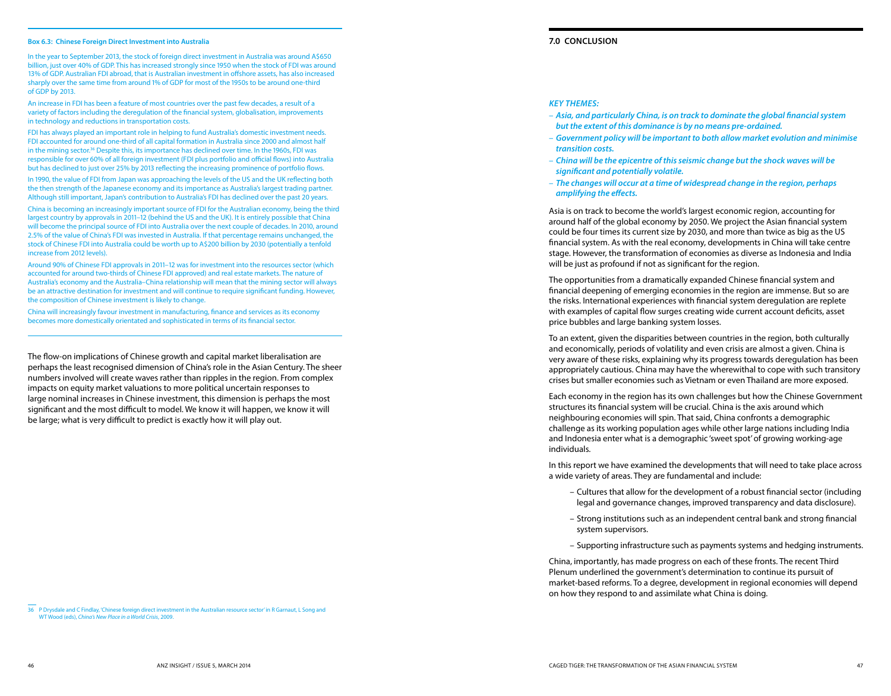**Box 6.3: Chinese Foreign Direct Investment into Australia**

In the year to September 2013, the stock of foreign direct investment in Australia was around A$650 billion, just over 40% of GDP. This has increased strongly since 1950 when the stock of FDI was around 13% of GDP. Australian FDI abroad, that is Australian investment in offshore assets, has also increased sharply over the same time from around 1% of GDP for most of the 1950s to be around one-third of GDP by 2013.

An increase in FDI has been a feature of most countries over the past few decades, a result of a variety of factors including the deregulation of the financial system, globalisation, improvements in technology and reductions in transportation costs.

FDI has always played an important role in helping to fund Australia's domestic investment needs. FDI accounted for around one-third of all capital formation in Australia since 2000 and almost half in the mining sector.[36] Despite this, its importance has declined over time. In the 1960s, FDI was responsible for over 60% of all foreign investment (FDI plus portfolio and official flows) into Australia but has declined to just over 25% by 2013 reflecting the increasing prominence of portfolio flows.

In 1990, the value of FDI from Japan was approaching the levels of the US and the UK reflecting both the then strength of the Japanese economy and its importance as Australia's largest trading partner. Although still important, Japan's contribution to Australia's FDI has declined over the past 20 years.

China is becoming an increasingly important source of FDI for the Australian economy, being the third largest country by approvals in 2011–12 (behind the US and the UK). It is entirely possible that China will become the principal source of FDI into Australia over the next couple of decades. In 2010, around 2.5% of the value of China's FDI was invested in Australia. If that percentage remains unchanged, the stock of Chinese FDI into Australia could be worth up to A$200 billion by 2030 (potentially a tenfold increase from 2012 levels).

Around 90% of Chinese FDI approvals in 2011–12 was for investment into the resources sector (which accounted for around two-thirds of Chinese FDI approved) and real estate markets. The nature of Australia's economy and the Australia–China relationship will mean that the mining sector will always be an attractive destination for investment and will continue to require significant funding. However, the composition of Chinese investment is likely to change.

China will increasingly favour investment in manufacturing, finance and services as its economy becomes more domestically orientated and sophisticated in terms of its financial sector.

---

The flow-on implications of Chinese growth and capital market liberalisation are perhaps the least recognised dimension of China's role in the Asian Century. The sheer numbers involved will create waves rather than ripples in the region. From complex impacts on equity market valuations to more political uncertain responses to large nominal increases in Chinese investment, this dimension is perhaps the most significant and the most difficult to model. We know it will happen, we know it will be large; what is very difficult to predict is exactly how it will play out.

[36] P Drysdale and C Findlay, 'Chinese foreign direct investment in the Australian resource sector' in R Garnaut, L Song and WT Wood (eds), *China's New Place in a World Crisis*, 2009.

## 7.0 CONCLUSION

***KEY THEMES:***

- ***Asia, and particularly China, is on track to dominate the global financial system but the extent of this dominance is by no means pre-ordained.***
- ***Government policy will be important to both allow market evolution and minimise transition costs.***
- ***China will be the epicentre of this seismic change but the shock waves will be significant and potentially volatile.***
- ***The changes will occur at a time of widespread change in the region, perhaps amplifying the effects.***

Asia is on track to become the world's largest economic region, accounting for around half of the global economy by 2050. We project the Asian financial system could be four times its current size by 2030, and more than twice as big as the US financial system. As with the real economy, developments in China will take centre stage. However, the transformation of economies as diverse as Indonesia and India will be just as profound if not as significant for the region.

The opportunities from a dramatically expanded Chinese financial system and financial deepening of emerging economies in the region are immense. But so are the risks. International experiences with financial system deregulation are replete with examples of capital flow surges creating wide current account deficits, asset price bubbles and large banking system losses.

To an extent, given the disparities between countries in the region, both culturally and economically, periods of volatility and even crisis are almost a given. China is very aware of these risks, explaining why its progress towards deregulation has been appropriately cautious. China may have the wherewithal to cope with such transitory crises but smaller economies such as Vietnam or even Thailand are more exposed.

Each economy in the region has its own challenges but how the Chinese Government structures its financial system will be crucial. China is the axis around which neighbouring economies will spin. That said, China confronts a demographic challenge as its working population ages while other large nations including India and Indonesia enter what is a demographic 'sweet spot' of growing working-age individuals.

In this report we have examined the developments that will need to take place across a wide variety of areas. They are fundamental and include:

- Cultures that allow for the development of a robust financial sector (including legal and governance changes, improved transparency and data disclosure).
- Strong institutions such as an independent central bank and strong financial system supervisors.
- Supporting infrastructure such as payments systems and hedging instruments.

China, importantly, has made progress on each of these fronts. The recent Third Plenum underlined the government's determination to continue its pursuit of market-based reforms. To a degree, development in regional economies will depend on how they respond to and assimilate what China is doing.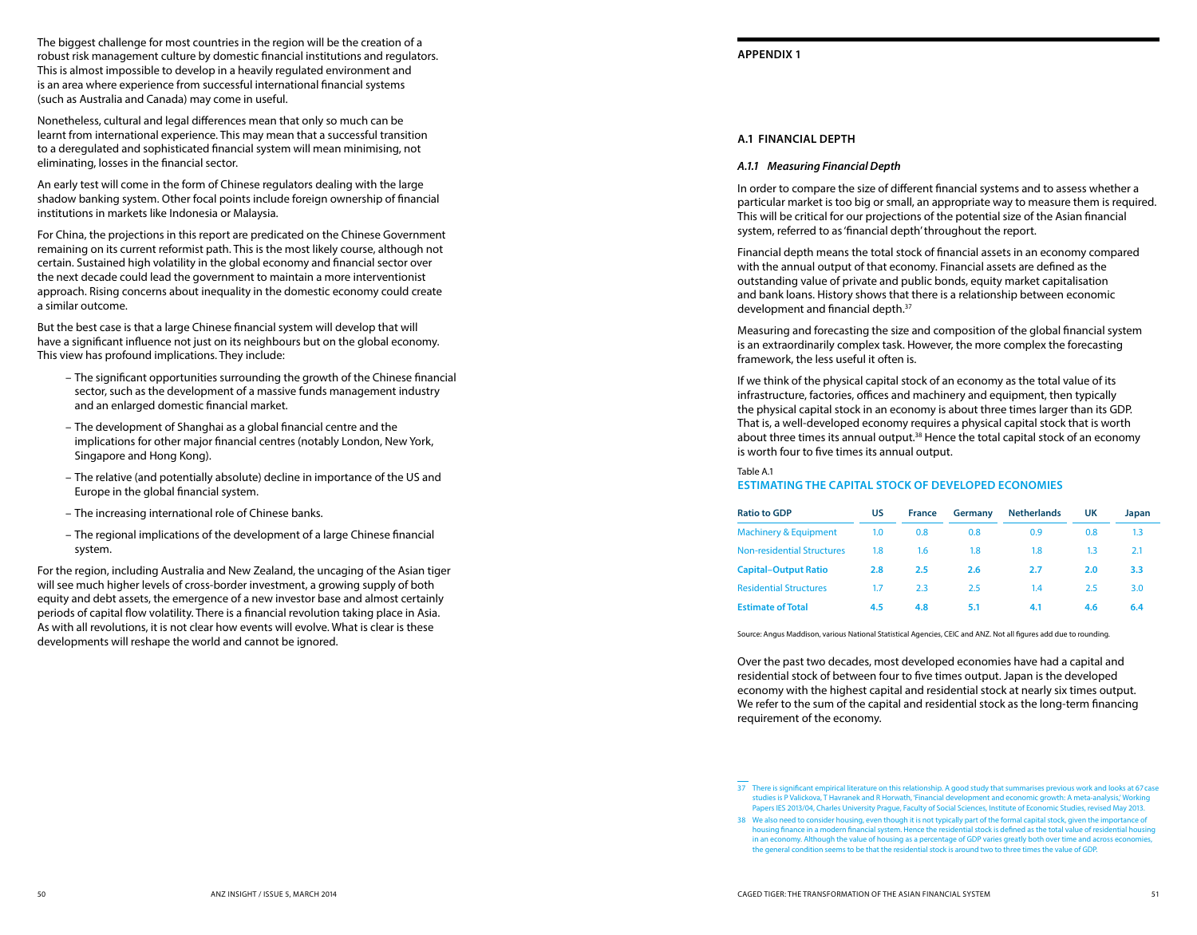The biggest challenge for most countries in the region will be the creation of a robust risk management culture by domestic financial institutions and regulators. This is almost impossible to develop in a heavily regulated environment and is an area where experience from successful international financial systems (such as Australia and Canada) may come in useful.

Nonetheless, cultural and legal differences mean that only so much can be learnt from international experience. This may mean that a successful transition to a deregulated and sophisticated financial system will mean minimising, not eliminating, losses in the financial sector.

An early test will come in the form of Chinese regulators dealing with the large shadow banking system. Other focal points include foreign ownership of financial institutions in markets like Indonesia or Malaysia.

For China, the projections in this report are predicated on the Chinese Government remaining on its current reformist path. This is the most likely course, although not certain. Sustained high volatility in the global economy and financial sector over the next decade could lead the government to maintain a more interventionist approach. Rising concerns about inequality in the domestic economy could create a similar outcome.

But the best case is that a large Chinese financial system will develop that will have a significant influence not just on its neighbours but on the global economy. This view has profound implications. They include:

- The significant opportunities surrounding the growth of the Chinese financial sector, such as the development of a massive funds management industry and an enlarged domestic financial market.
- The development of Shanghai as a global financial centre and the implications for other major financial centres (notably London, New York, Singapore and Hong Kong).
- The relative (and potentially absolute) decline in importance of the US and Europe in the global financial system.
- The increasing international role of Chinese banks.
- The regional implications of the development of a large Chinese financial system.

For the region, including Australia and New Zealand, the uncaging of the Asian tiger will see much higher levels of cross-border investment, a growing supply of both equity and debt assets, the emergence of a new investor base and almost certainly periods of capital flow volatility. There is a financial revolution taking place in Asia. As with all revolutions, it is not clear how events will evolve. What is clear is these developments will reshape the world and cannot be ignored.

# APPENDIX 1

## A.1 FINANCIAL DEPTH

### *A.1.1 Measuring Financial Depth*

In order to compare the size of different financial systems and to assess whether a particular market is too big or small, an appropriate way to measure them is required. This will be critical for our projections of the potential size of the Asian financial system, referred to as 'financial depth' throughout the report.

Financial depth means the total stock of financial assets in an economy compared with the annual output of that economy. Financial assets are defined as the outstanding value of private and public bonds, equity market capitalisation and bank loans. History shows that there is a relationship between economic development and financial depth.[37]

Measuring and forecasting the size and composition of the global financial system is an extraordinarily complex task. However, the more complex the forecasting framework, the less useful it often is.

If we think of the physical capital stock of an economy as the total value of its infrastructure, factories, offices and machinery and equipment, then typically the physical capital stock in an economy is about three times larger than its GDP. That is, a well-developed economy requires a physical capital stock that is worth about three times its annual output.[38] Hence the total capital stock of an economy is worth four to five times its annual output.

Table A.1

**ESTIMATING THE CAPITAL STOCK OF DEVELOPED ECONOMIES**

| Ratio to GDP | US | France | Germany | Netherlands | UK | Japan |
|---|---|---|---|---|---|---|
| Machinery & Equipment | 1.0 | 0.8 | 0.8 | 0.9 | 0.8 | 1.3 |
| Non-residential Structures | 1.8 | 1.6 | 1.8 | 1.8 | 1.3 | 2.1 |
| **Capital–Output Ratio** | **2.8** | **2.5** | **2.6** | **2.7** | **2.0** | **3.3** |
| Residential Structures | 1.7 | 2.3 | 2.5 | 1.4 | 2.5 | 3.0 |
| **Estimate of Total** | **4.5** | **4.8** | **5.1** | **4.1** | **4.6** | **6.4** |

Source: Angus Maddison, various National Statistical Agencies, CEIC and ANZ. Not all figures add due to rounding.

Over the past two decades, most developed economies have had a capital and residential stock of between four to five times output. Japan is the developed economy with the highest capital and residential stock at nearly six times output. We refer to the sum of the capital and residential stock as the long-term financing requirement of the economy.

37 There is significant empirical literature on this relationship. A good study that summarises previous work and looks at 67 case studies is P Valickova, T Havranek and R Horwath, 'Financial development and economic growth: A meta-analysis,' Working Papers IES 2013/04, Charles University Prague, Faculty of Social Sciences, Institute of Economic Studies, revised May 2013.

38 We also need to consider housing, even though it is not typically part of the formal capital stock, given the importance of housing finance in a modern financial system. Hence the residential stock is defined as the total value of residential housing in an economy. Although the value of housing as a percentage of GDP varies greatly both over time and across economies, the general condition seems to be that the residential stock is around two to three times the value of GDP.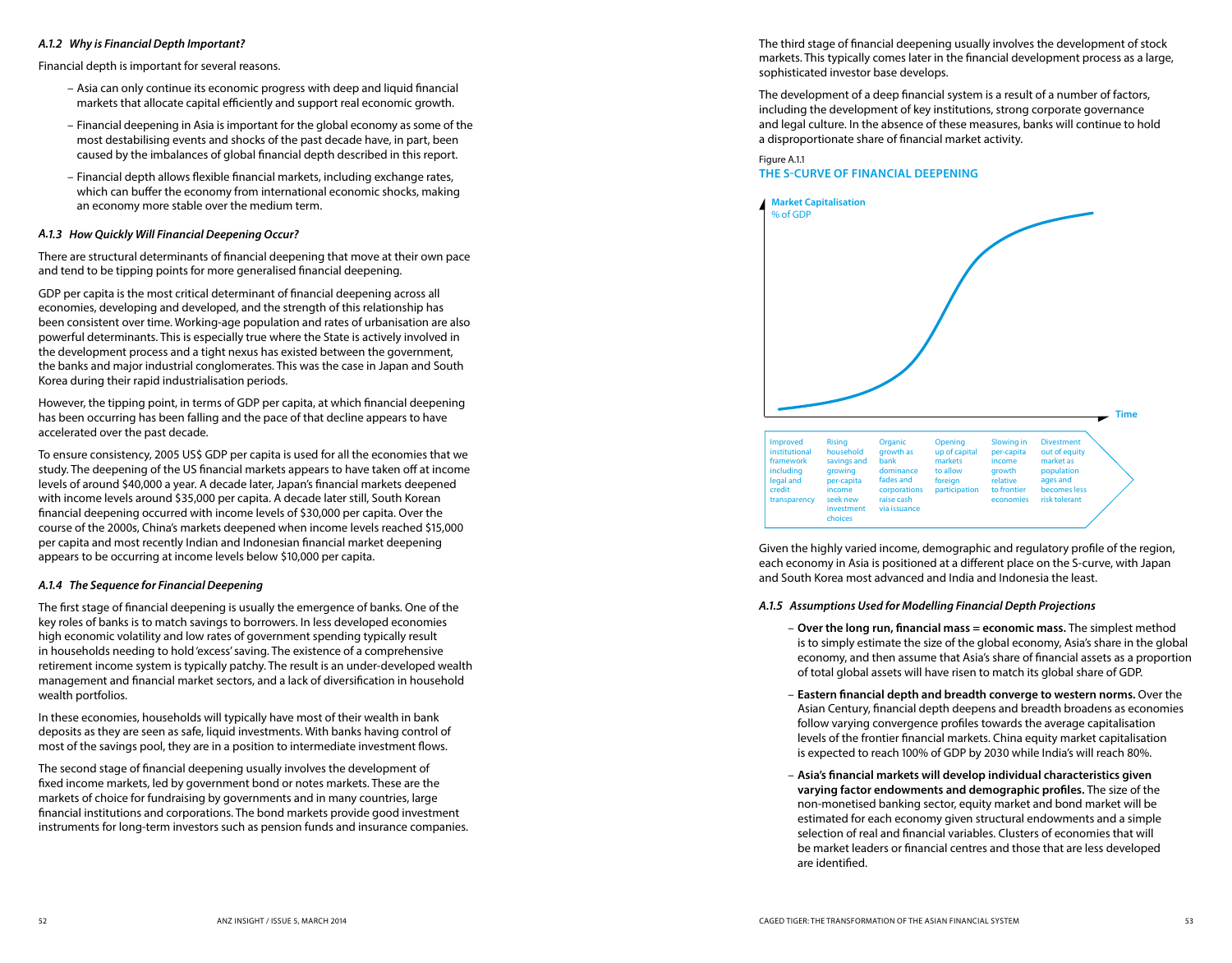### *A.1.2 Why is Financial Depth Important?*

Financial depth is important for several reasons.

- Asia can only continue its economic progress with deep and liquid financial markets that allocate capital efficiently and support real economic growth.
- Financial deepening in Asia is important for the global economy as some of the most destabilising events and shocks of the past decade have, in part, been caused by the imbalances of global financial depth described in this report.
- Financial depth allows flexible financial markets, including exchange rates, which can buffer the economy from international economic shocks, making an economy more stable over the medium term.

### *A.1.3 How Quickly Will Financial Deepening Occur?*

There are structural determinants of financial deepening that move at their own pace and tend to be tipping points for more generalised financial deepening.

GDP per capita is the most critical determinant of financial deepening across all economies, developing and developed, and the strength of this relationship has been consistent over time. Working-age population and rates of urbanisation are also powerful determinants. This is especially true where the State is actively involved in the development process and a tight nexus has existed between the government, the banks and major industrial conglomerates. This was the case in Japan and South Korea during their rapid industrialisation periods.

However, the tipping point, in terms of GDP per capita, at which financial deepening has been occurring has been falling and the pace of that decline appears to have accelerated over the past decade.

To ensure consistency, 2005 US$ GDP per capita is used for all the economies that we study. The deepening of the US financial markets appears to have taken off at income levels of around $40,000 a year. A decade later, Japan's financial markets deepened with income levels around $35,000 per capita. A decade later still, South Korean financial deepening occurred with income levels of $30,000 per capita. Over the course of the 2000s, China's markets deepened when income levels reached $15,000 per capita and most recently Indian and Indonesian financial market deepening appears to be occurring at income levels below $10,000 per capita.

### *A.1.4 The Sequence for Financial Deepening*

The first stage of financial deepening is usually the emergence of banks. One of the key roles of banks is to match savings to borrowers. In less developed economies high economic volatility and low rates of government spending typically result in households needing to hold 'excess' saving. The existence of a comprehensive retirement income system is typically patchy. The result is an under-developed wealth management and financial market sectors, and a lack of diversification in household wealth portfolios.

In these economies, households will typically have most of their wealth in bank deposits as they are seen as safe, liquid investments. With banks having control of most of the savings pool, they are in a position to intermediate investment flows.

The second stage of financial deepening usually involves the development of fixed income markets, led by government bond or notes markets. These are the markets of choice for fundraising by governments and in many countries, large financial institutions and corporations. The bond markets provide good investment instruments for long-term investors such as pension funds and insurance companies.

The third stage of financial deepening usually involves the development of stock markets. This typically comes later in the financial development process as a large, sophisticated investor base develops.

The development of a deep financial system is a result of a number of factors, including the development of key institutions, strong corporate governance and legal culture. In the absence of these measures, banks will continue to hold a disproportionate share of financial market activity.

Figure A.1.1
**THE S-CURVE OF FINANCIAL DEEPENING**

**Market Capitalisation**
% of GDP

**Time**

| Improved institutional framework including legal and credit transparency | Rising household savings and growing per-capita income seek new investment choices | Organic growth as bank dominance fades and corporations raise cash via issuance | Opening up of capital markets to allow foreign participation | Slowing in per-capita income growth relative to frontier economies | Divestment out of equity market as population ages and becomes less risk tolerant |
|---|---|---|---|---|---|

Given the highly varied income, demographic and regulatory profile of the region, each economy in Asia is positioned at a different place on the S-curve, with Japan and South Korea most advanced and India and Indonesia the least.

### *A.1.5 Assumptions Used for Modelling Financial Depth Projections*

- **Over the long run, financial mass = economic mass.** The simplest method is to simply estimate the size of the global economy, Asia's share in the global economy, and then assume that Asia's share of financial assets as a proportion of total global assets will have risen to match its global share of GDP.
- **Eastern financial depth and breadth converge to western norms.** Over the Asian Century, financial depth deepens and breadth broadens as economies follow varying convergence profiles towards the average capitalisation levels of the frontier financial markets. China equity market capitalisation is expected to reach 100% of GDP by 2030 while India's will reach 80%.
- **Asia's financial markets will develop individual characteristics given varying factor endowments and demographic profiles.** The size of the non-monetised banking sector, equity market and bond market will be estimated for each economy given structural endowments and a simple selection of real and financial variables. Clusters of economies that will be market leaders or financial centres and those that are less developed are identified.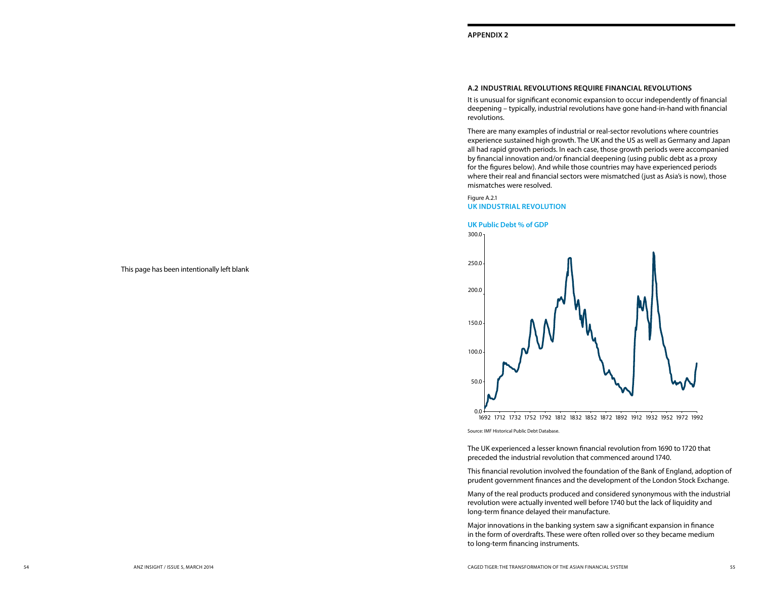This page has been intentionally left blank

## APPENDIX 2

### A.2 INDUSTRIAL REVOLUTIONS REQUIRE FINANCIAL REVOLUTIONS

It is unusual for significant economic expansion to occur independently of financial deepening – typically, industrial revolutions have gone hand-in-hand with financial revolutions.

There are many examples of industrial or real-sector revolutions where countries experience sustained high growth. The UK and the US as well as Germany and Japan all had rapid growth periods. In each case, those growth periods were accompanied by financial innovation and/or financial deepening (using public debt as a proxy for the figures below). And while those countries may have experienced periods where their real and financial sectors were mismatched (just as Asia's is now), those mismatches were resolved.

Figure A.2.1
**UK INDUSTRIAL REVOLUTION**

**UK Public Debt % of GDP**

Source: IMF Historical Public Debt Database.

The UK experienced a lesser known financial revolution from 1690 to 1720 that preceded the industrial revolution that commenced around 1740.

This financial revolution involved the foundation of the Bank of England, adoption of prudent government finances and the development of the London Stock Exchange.

Many of the real products produced and considered synonymous with the industrial revolution were actually invented well before 1740 but the lack of liquidity and long-term finance delayed their manufacture.

Major innovations in the banking system saw a significant expansion in finance in the form of overdrafts. These were often rolled over so they became medium to long-term financing instruments.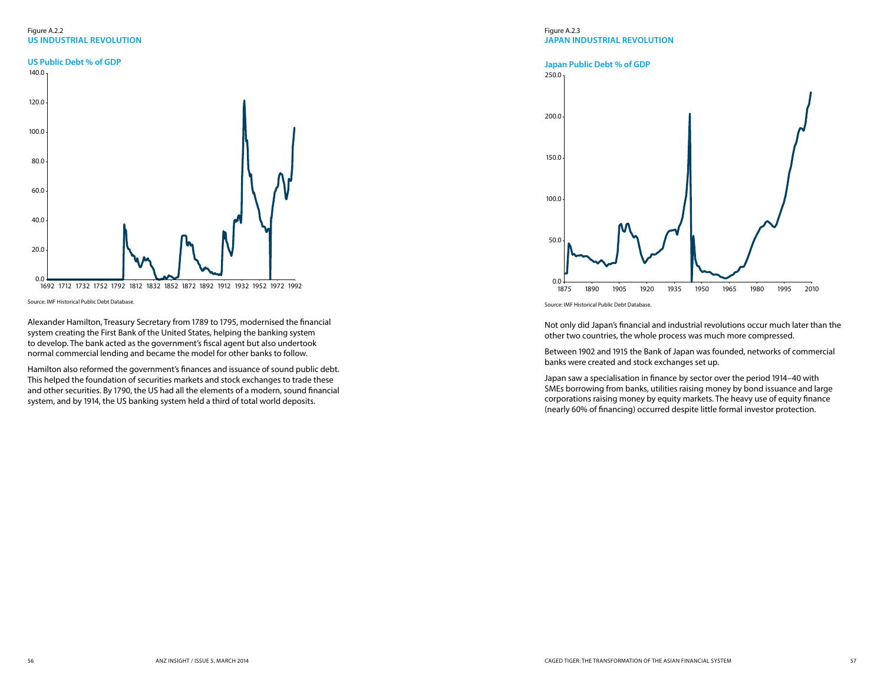Figure A.2.2
**US INDUSTRIAL REVOLUTION**

**US Public Debt % of GDP**

Source: IMF Historical Public Debt Database.

Alexander Hamilton, Treasury Secretary from 1789 to 1795, modernised the financial system creating the First Bank of the United States, helping the banking system to develop. The bank acted as the government's fiscal agent but also undertook normal commercial lending and became the model for other banks to follow.

Hamilton also reformed the government's finances and issuance of sound public debt. This helped the foundation of securities markets and stock exchanges to trade these and other securities. By 1790, the US had all the elements of a modern, sound financial system, and by 1914, the US banking system held a third of total world deposits.

Figure A.2.3
**JAPAN INDUSTRIAL REVOLUTION**

**Japan Public Debt % of GDP**

Source: IMF Historical Public Debt Database.

Not only did Japan's financial and industrial revolutions occur much later than the other two countries, the whole process was much more compressed.

Between 1902 and 1915 the Bank of Japan was founded, networks of commercial banks were created and stock exchanges set up.

Japan saw a specialisation in finance by sector over the period 1914–40 with SMEs borrowing from banks, utilities raising money by bond issuance and large corporations raising money by equity markets. The heavy use of equity finance (nearly 60% of financing) occurred despite little formal investor protection.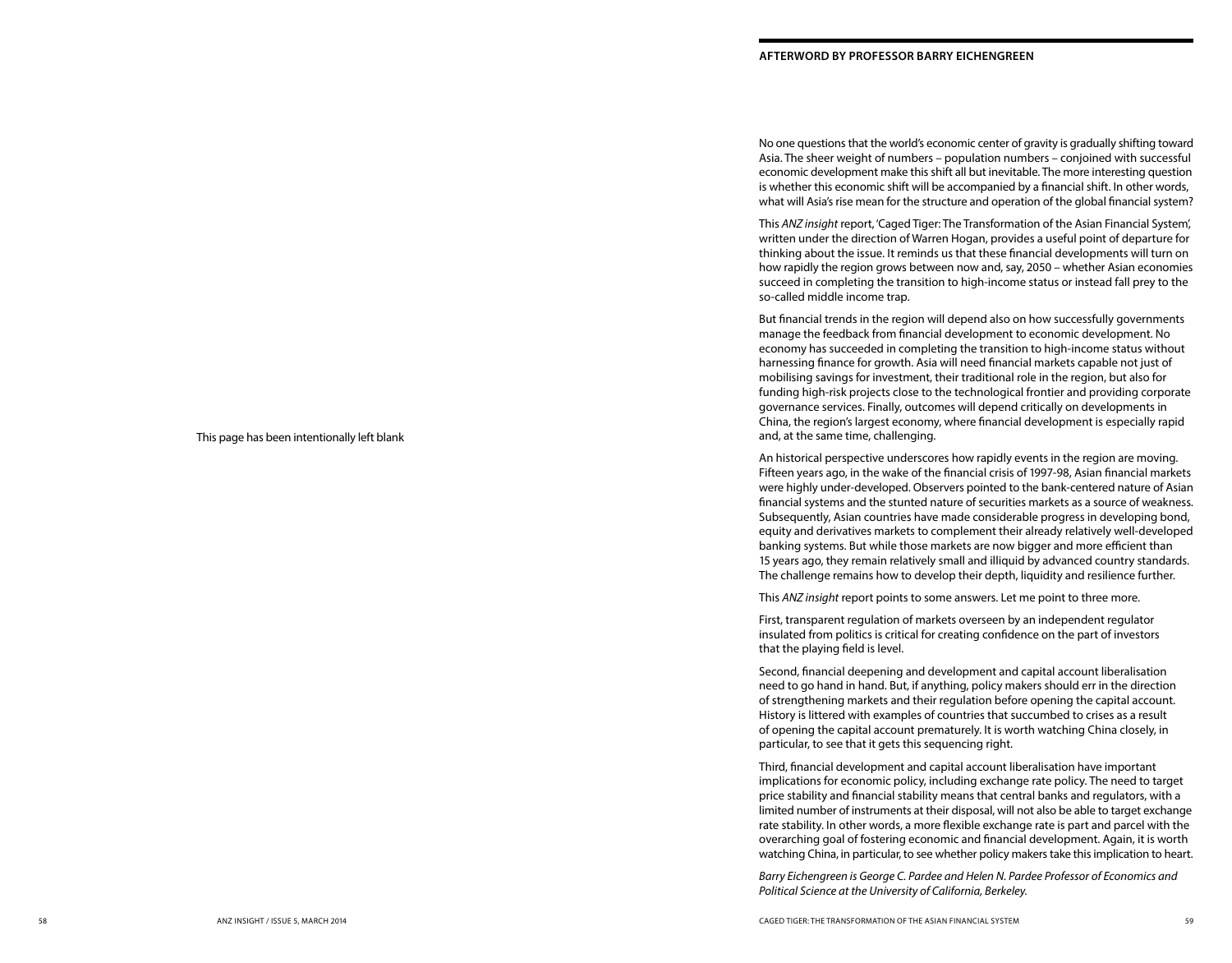This page has been intentionally left blank

## AFTERWORD BY PROFESSOR BARRY EICHENGREEN

No one questions that the world's economic center of gravity is gradually shifting toward Asia. The sheer weight of numbers – population numbers – conjoined with successful economic development make this shift all but inevitable. The more interesting question is whether this economic shift will be accompanied by a financial shift. In other words, what will Asia's rise mean for the structure and operation of the global financial system?

This *ANZ insight* report, 'Caged Tiger: The Transformation of the Asian Financial System', written under the direction of Warren Hogan, provides a useful point of departure for thinking about the issue. It reminds us that these financial developments will turn on how rapidly the region grows between now and, say, 2050 – whether Asian economies succeed in completing the transition to high-income status or instead fall prey to the so-called middle income trap.

But financial trends in the region will depend also on how successfully governments manage the feedback from financial development to economic development. No economy has succeeded in completing the transition to high-income status without harnessing finance for growth. Asia will need financial markets capable not just of mobilising savings for investment, their traditional role in the region, but also for funding high-risk projects close to the technological frontier and providing corporate governance services. Finally, outcomes will depend critically on developments in China, the region's largest economy, where financial development is especially rapid and, at the same time, challenging.

An historical perspective underscores how rapidly events in the region are moving. Fifteen years ago, in the wake of the financial crisis of 1997-98, Asian financial markets were highly under-developed. Observers pointed to the bank-centered nature of Asian financial systems and the stunted nature of securities markets as a source of weakness. Subsequently, Asian countries have made considerable progress in developing bond, equity and derivatives markets to complement their already relatively well-developed banking systems. But while those markets are now bigger and more efficient than 15 years ago, they remain relatively small and illiquid by advanced country standards. The challenge remains how to develop their depth, liquidity and resilience further.

This *ANZ insight* report points to some answers. Let me point to three more.

First, transparent regulation of markets overseen by an independent regulator insulated from politics is critical for creating confidence on the part of investors that the playing field is level.

Second, financial deepening and development and capital account liberalisation need to go hand in hand. But, if anything, policy makers should err in the direction of strengthening markets and their regulation before opening the capital account. History is littered with examples of countries that succumbed to crises as a result of opening the capital account prematurely. It is worth watching China closely, in particular, to see that it gets this sequencing right.

Third, financial development and capital account liberalisation have important implications for economic policy, including exchange rate policy. The need to target price stability and financial stability means that central banks and regulators, with a limited number of instruments at their disposal, will not also be able to target exchange rate stability. In other words, a more flexible exchange rate is part and parcel with the overarching goal of fostering economic and financial development. Again, it is worth watching China, in particular, to see whether policy makers take this implication to heart.

*Barry Eichengreen is George C. Pardee and Helen N. Pardee Professor of Economics and Political Science at the University of California, Berkeley.*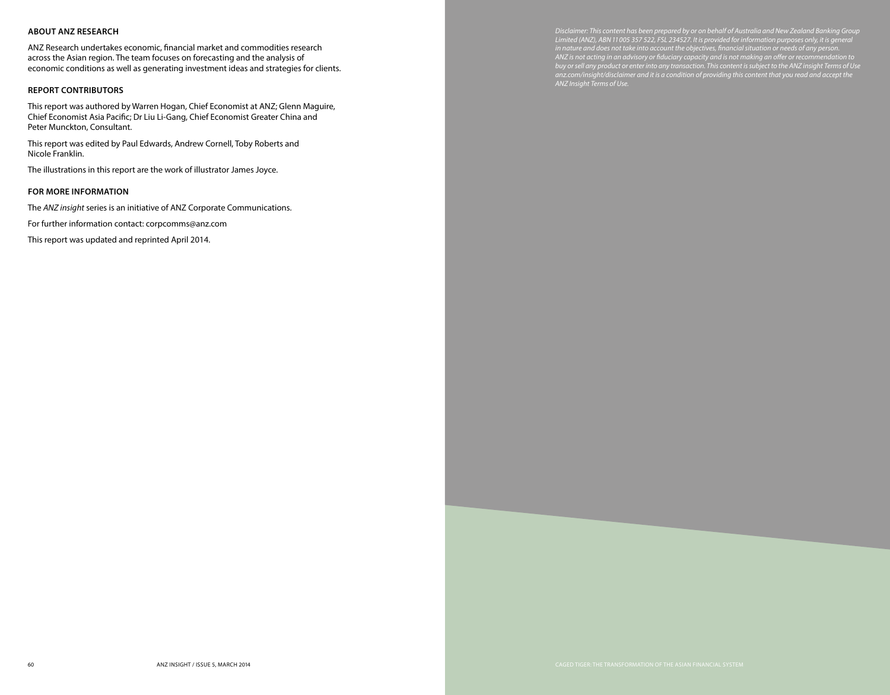## ABOUT ANZ RESEARCH

ANZ Research undertakes economic, financial market and commodities research across the Asian region. The team focuses on forecasting and the analysis of economic conditions as well as generating investment ideas and strategies for clients.

## REPORT CONTRIBUTORS

This report was authored by Warren Hogan, Chief Economist at ANZ; Glenn Maguire, Chief Economist Asia Pacific; Dr Liu Li-Gang, Chief Economist Greater China and Peter Munckton, Consultant.

This report was edited by Paul Edwards, Andrew Cornell, Toby Roberts and Nicole Franklin.

The illustrations in this report are the work of illustrator James Joyce.

## FOR MORE INFORMATION

The *ANZ insight* series is an initiative of ANZ Corporate Communications.

For further information contact: corpcomms@anz.com

This report was updated and reprinted April 2014.

*Disclaimer: This content has been prepared by or on behalf of Australia and New Zealand Banking Group Limited (ANZ), ABN 11 005 357 522, FSL 234527. It is provided for information purposes only, it is general in nature and does not take into account the objectives, financial situation or needs of any person. ANZ is not acting in an advisory or fiduciary capacity and is not making an offer or recommendation to buy or sell any product or enter into any transaction. This content is subject to the ANZ insight Terms of Use anz.com/insight/disclaimer and it is a condition of providing this content that you read and accept the ANZ Insight Terms of Use.*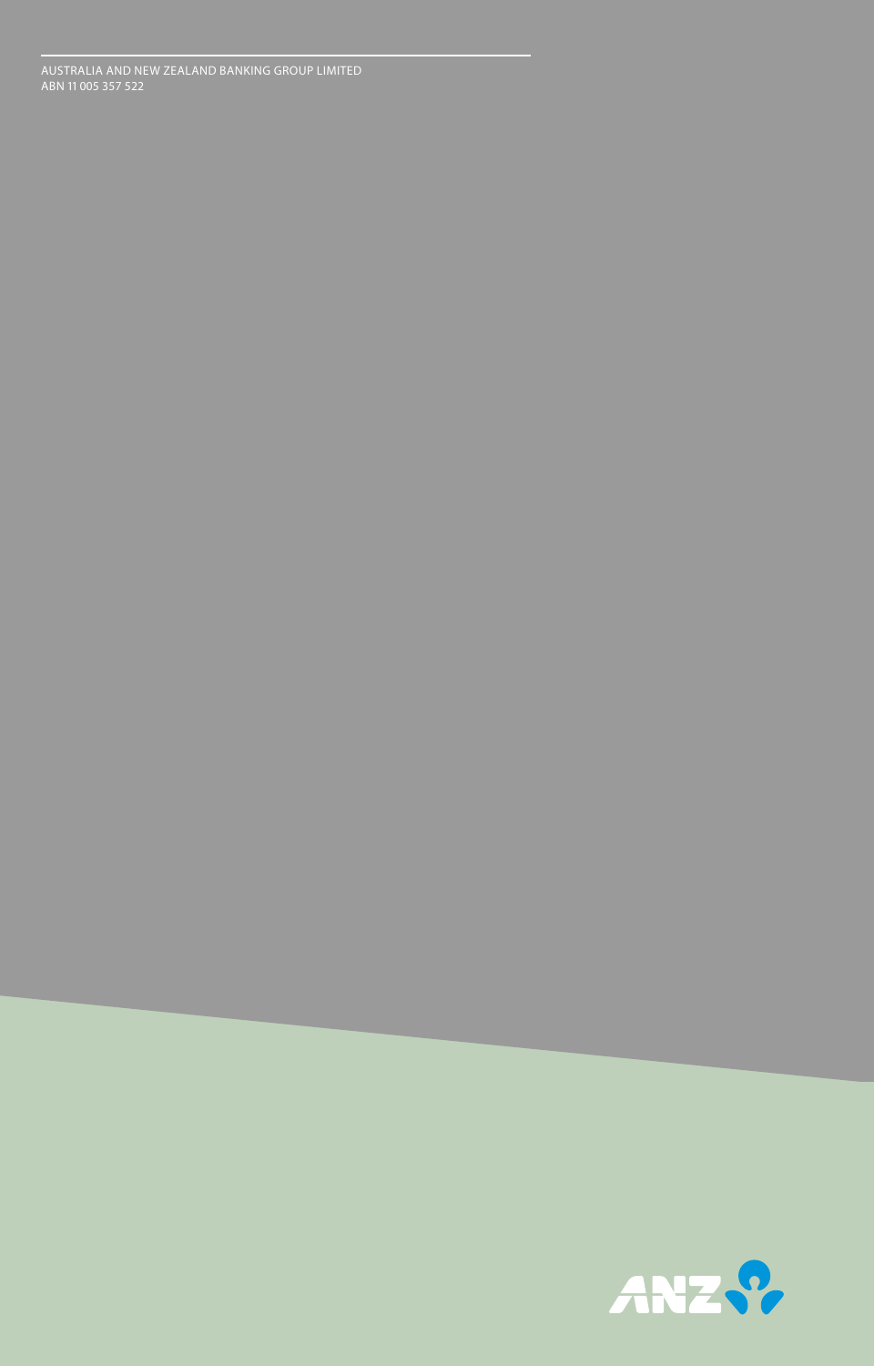AUSTRALIA AND NEW ZEALAND BANKING GROUP LIMITED
ABN 11 005 357 522

ANZ